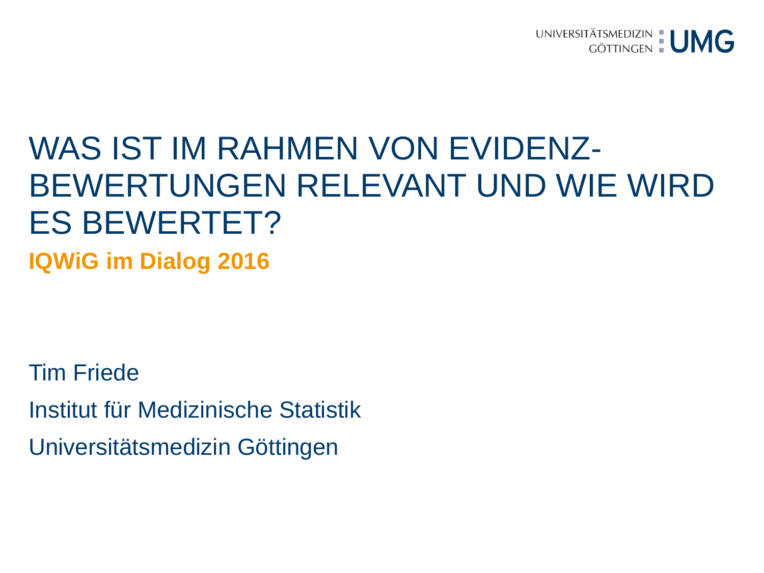# WAS IST IM RAHMEN VON EVIDENZ-BEWERTUNGEN RELEVANT UND WIE WIRD ES BEWERTET?

**IQWiG im Dialog 2016**

Tim Friede

Institut für Medizinische Statistik

Universitätsmedizin Göttingen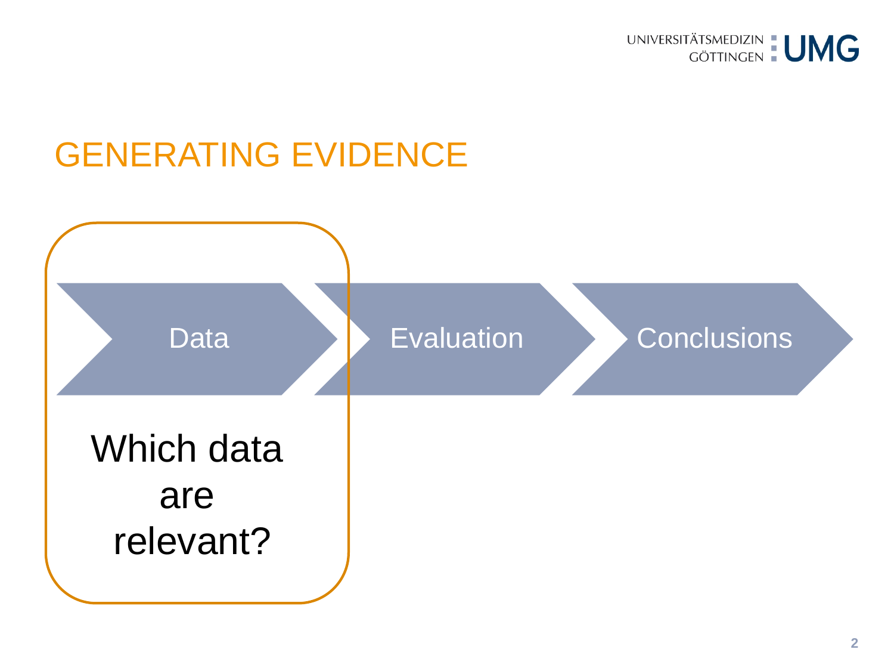# GENERATING EVIDENCE

Data → Evaluation → Conclusions

Which data are relevant?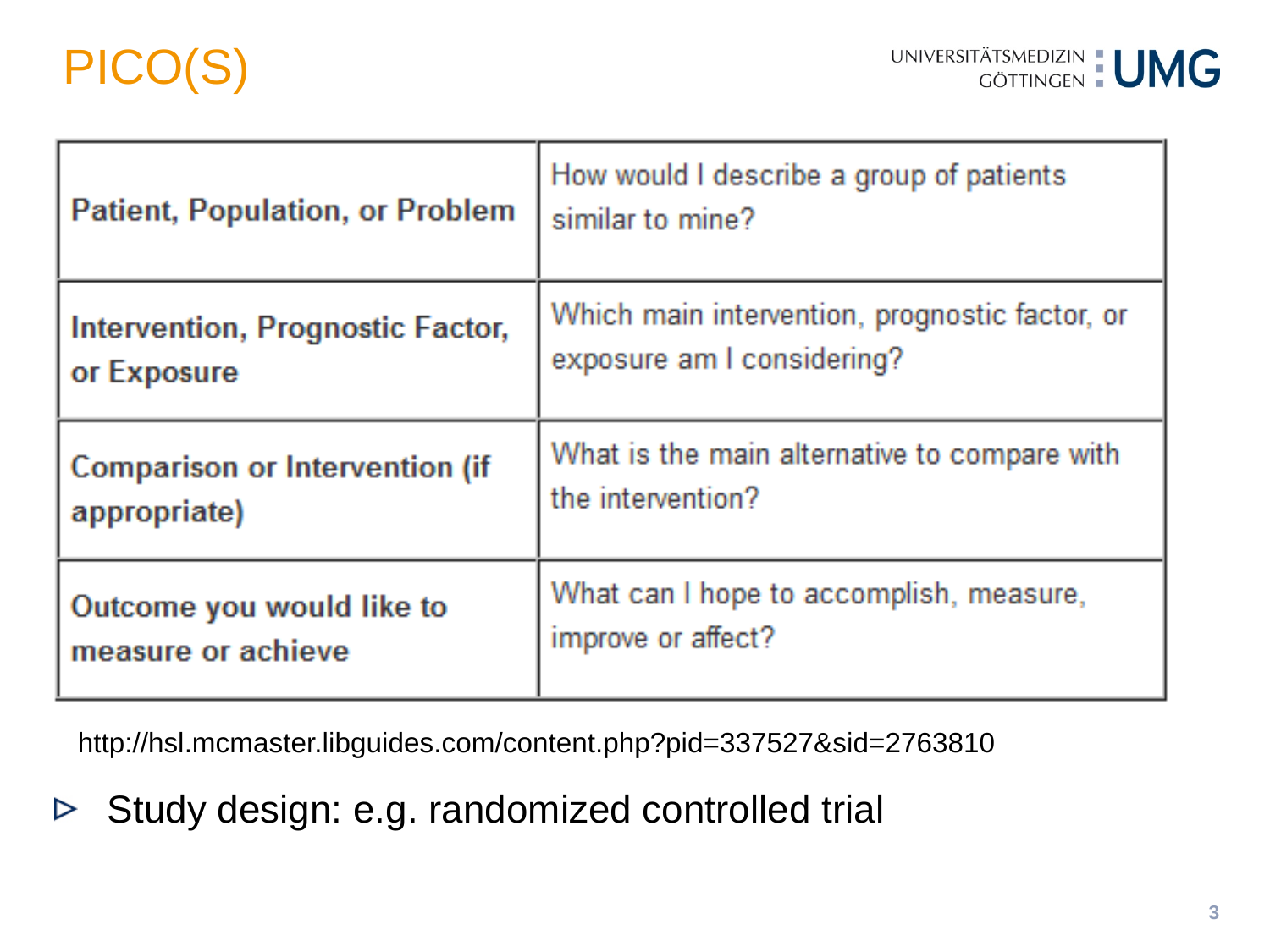# PICO(S)

| Component | Question |
| --- | --- |
| **Patient, Population, or Problem** | How would I describe a group of patients similar to mine? |
| **Intervention, Prognostic Factor, or Exposure** | Which main intervention, prognostic factor, or exposure am I considering? |
| **Comparison or Intervention (if appropriate)** | What is the main alternative to compare with the intervention? |
| **Outcome you would like to measure or achieve** | What can I hope to accomplish, measure, improve or affect? |

http://hsl.mcmaster.libguides.com/content.php?pid=337527&sid=2763810

- Study design: e.g. randomized controlled trial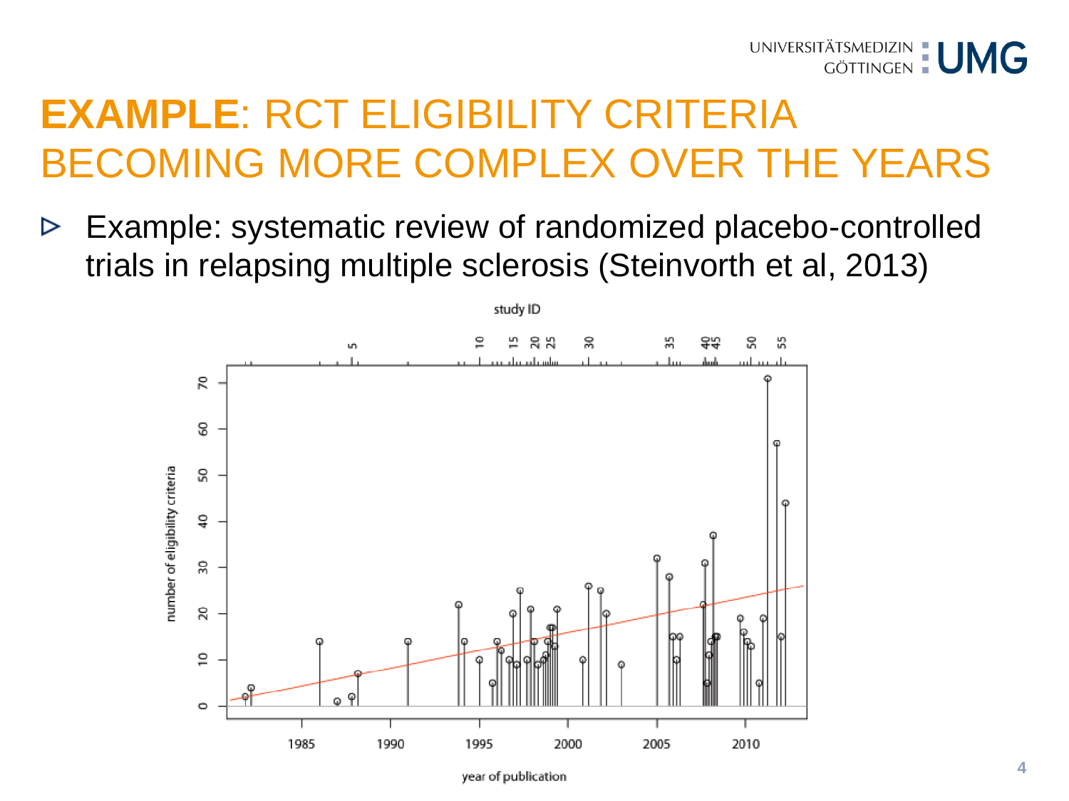# **EXAMPLE**: RCT ELIGIBILITY CRITERIA BECOMING MORE COMPLEX OVER THE YEARS

- Example: systematic review of randomized placebo-controlled trials in relapsing multiple sclerosis (Steinvorth et al, 2013)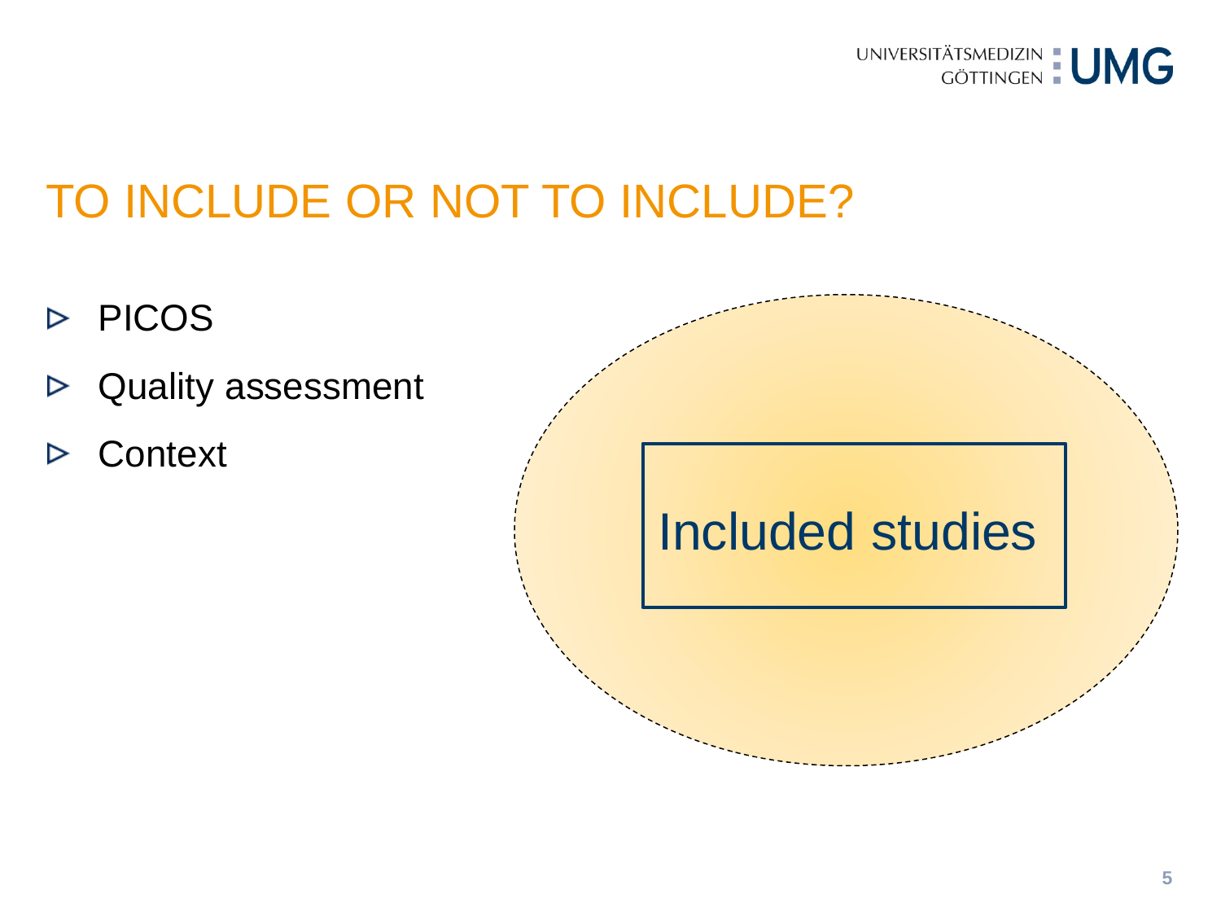# TO INCLUDE OR NOT TO INCLUDE?

- PICOS
- Quality assessment
- Context

Included studies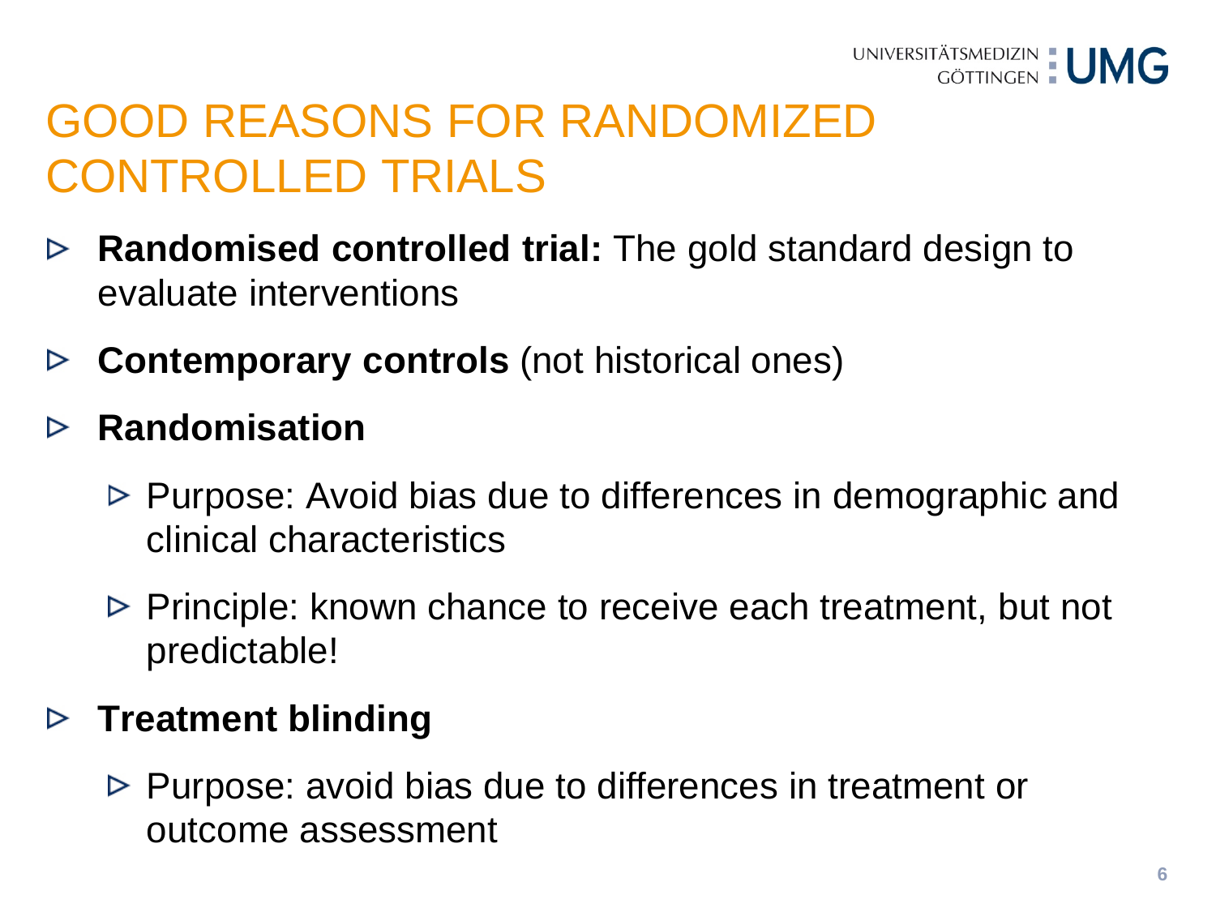# GOOD REASONS FOR RANDOMIZED CONTROLLED TRIALS

- **Randomised controlled trial:** The gold standard design to evaluate interventions
- **Contemporary controls** (not historical ones)
- **Randomisation**
  - Purpose: Avoid bias due to differences in demographic and clinical characteristics
  - Principle: known chance to receive each treatment, but not predictable!
- **Treatment blinding**
  - Purpose: avoid bias due to differences in treatment or outcome assessment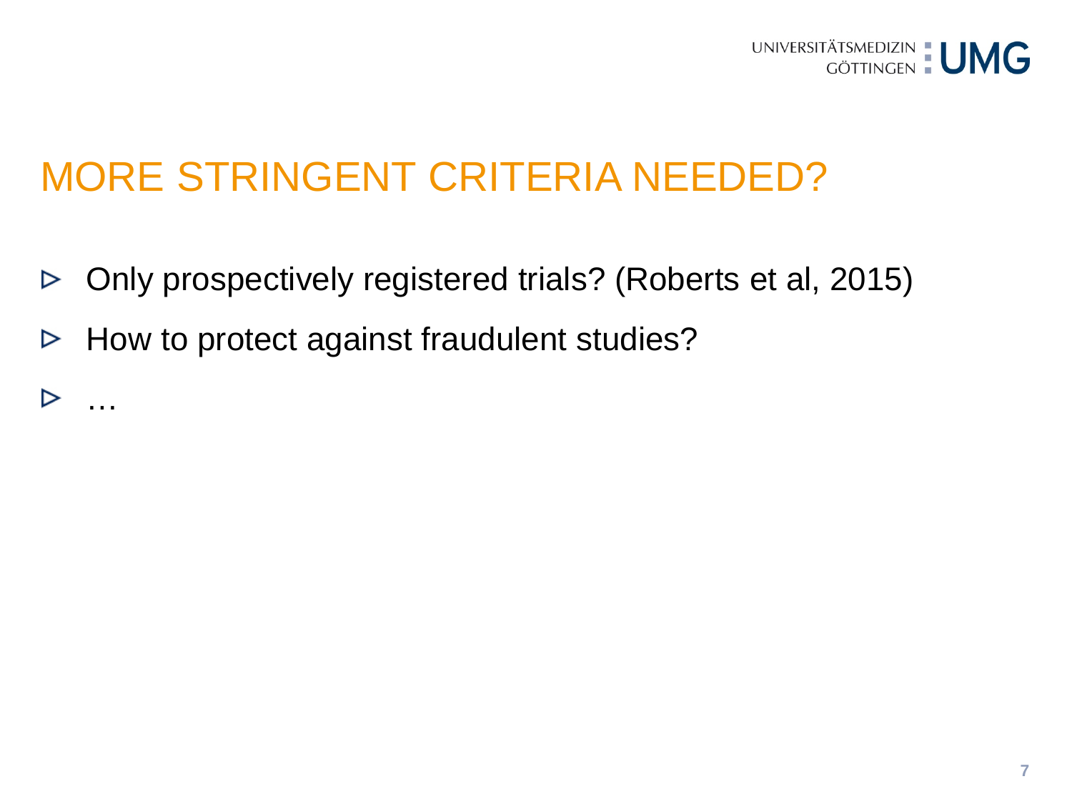# MORE STRINGENT CRITERIA NEEDED?

- Only prospectively registered trials? (Roberts et al, 2015)
- How to protect against fraudulent studies?
- …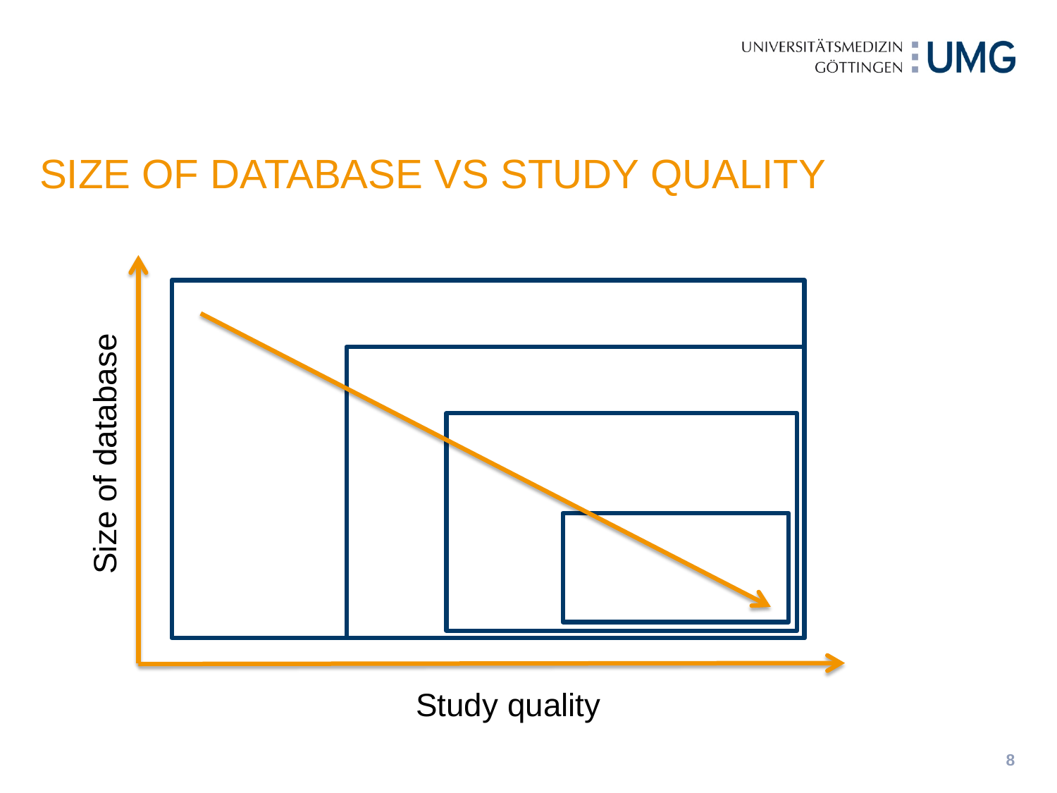# SIZE OF DATABASE VS STUDY QUALITY

Size of database

Study quality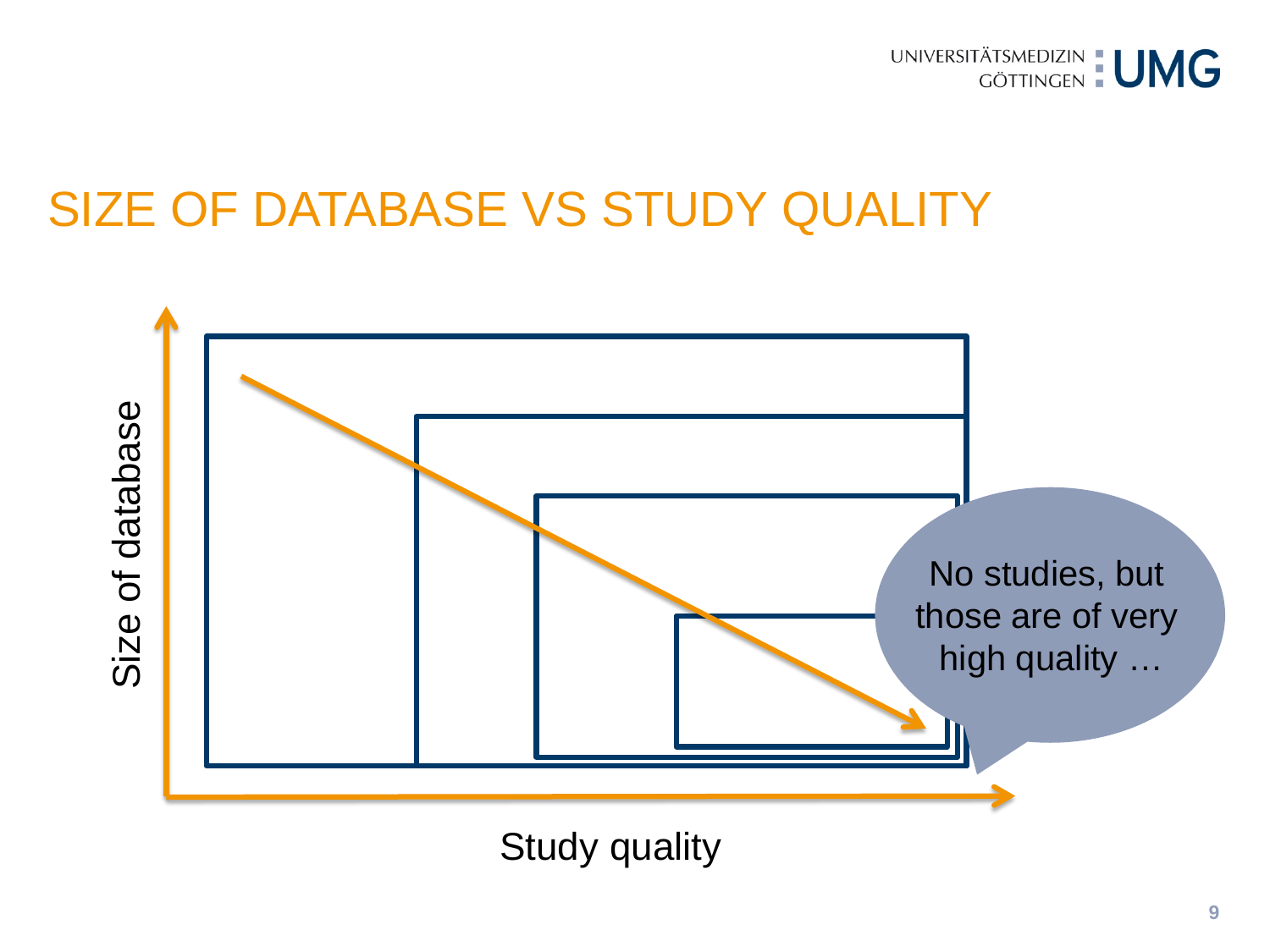# SIZE OF DATABASE VS STUDY QUALITY

Size of database

Study quality

No studies, but those are of very high quality …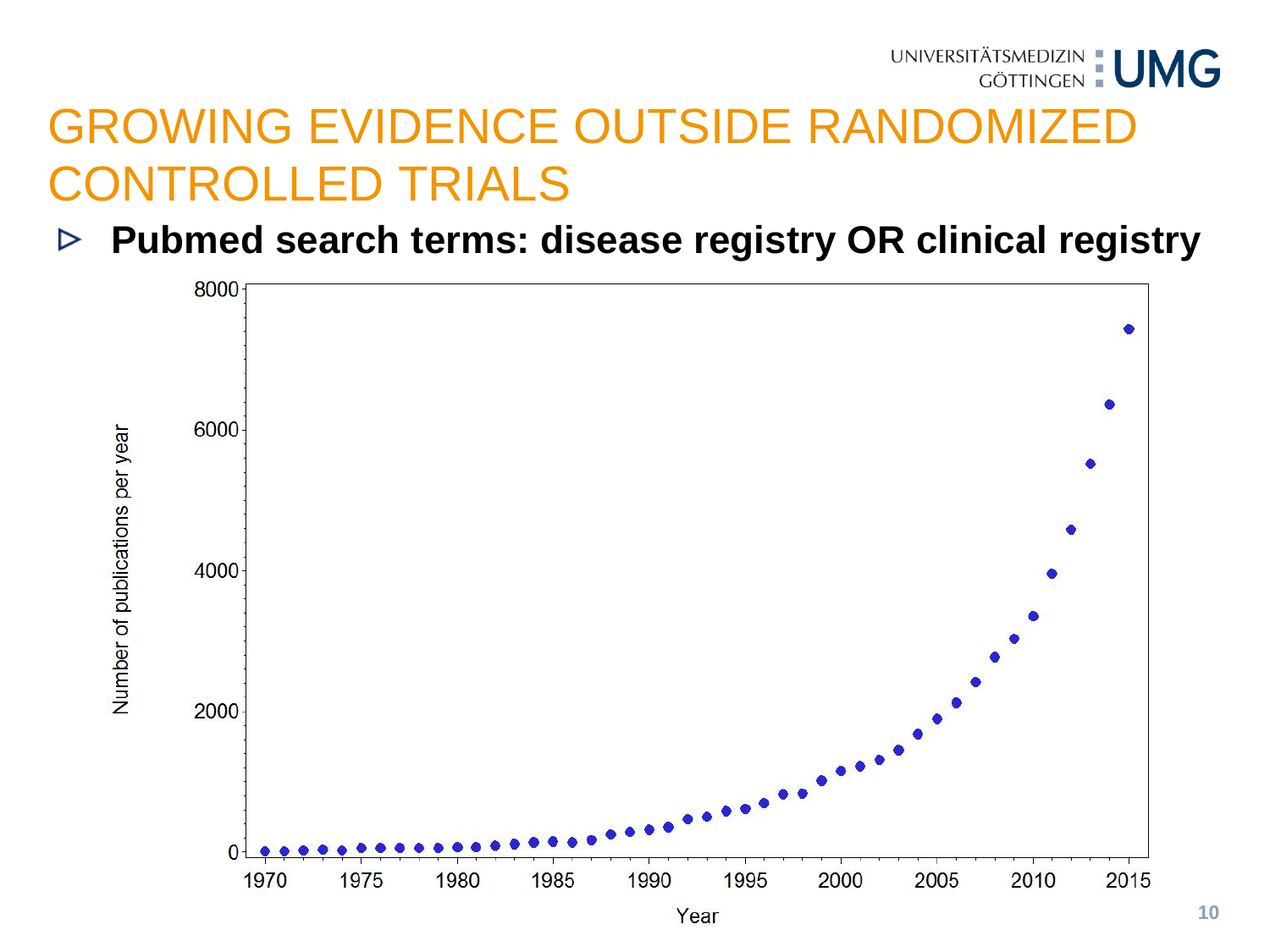# GROWING EVIDENCE OUTSIDE RANDOMIZED CONTROLLED TRIALS

- **Pubmed search terms: disease registry OR clinical registry**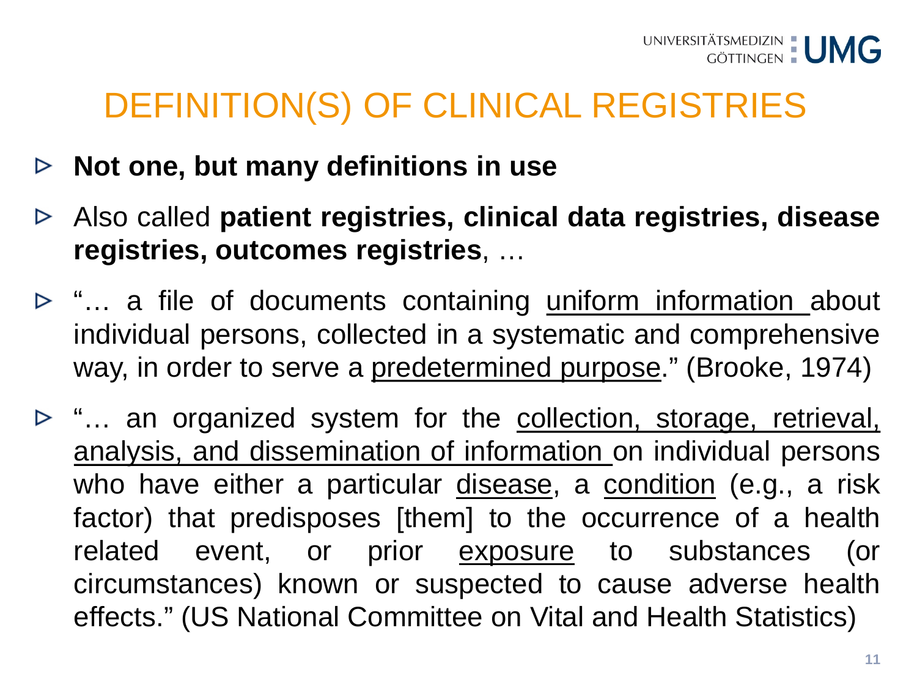# DEFINITION(S) OF CLINICAL REGISTRIES

- **Not one, but many definitions in use**
- Also called **patient registries, clinical data registries, disease registries, outcomes registries**, …
- "… a file of documents containing <u>uniform information</u> about individual persons, collected in a systematic and comprehensive way, in order to serve a <u>predetermined purpose</u>." (Brooke, 1974)
- "… an organized system for the <u>collection, storage, retrieval, analysis, and dissemination of information</u> on individual persons who have either a particular <u>disease</u>, a <u>condition</u> (e.g., a risk factor) that predisposes [them] to the occurrence of a health related event, or prior <u>exposure</u> to substances (or circumstances) known or suspected to cause adverse health effects." (US National Committee on Vital and Health Statistics)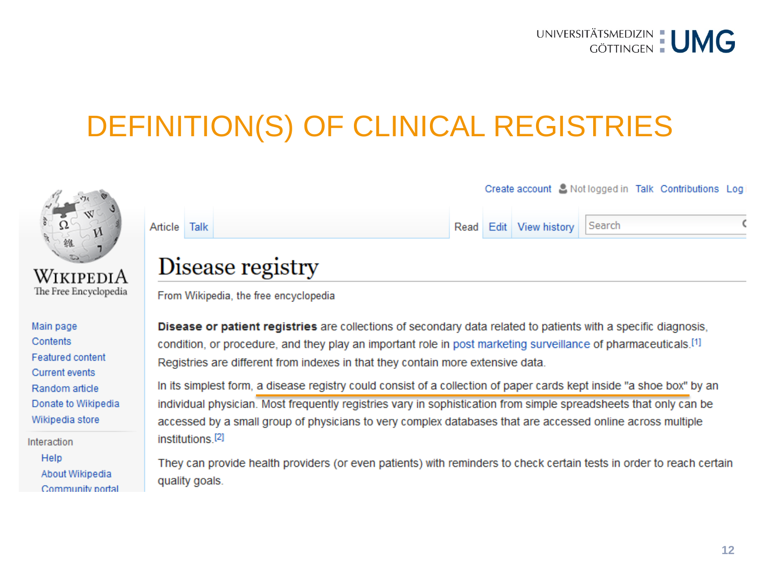# DEFINITION(S) OF CLINICAL REGISTRIES

## Disease registry

From Wikipedia, the free encyclopedia

**Disease or patient registries** are collections of secondary data related to patients with a specific diagnosis, condition, or procedure, and they play an important role in post marketing surveillance of pharmaceuticals.[1] Registries are different from indexes in that they contain more extensive data.

In its simplest form, a disease registry could consist of a collection of paper cards kept inside "a shoe box" by an individual physician. Most frequently registries vary in sophistication from simple spreadsheets that only can be accessed by a small group of physicians to very complex databases that are accessed online across multiple institutions.[2]

They can provide health providers (or even patients) with reminders to check certain tests in order to reach certain quality goals.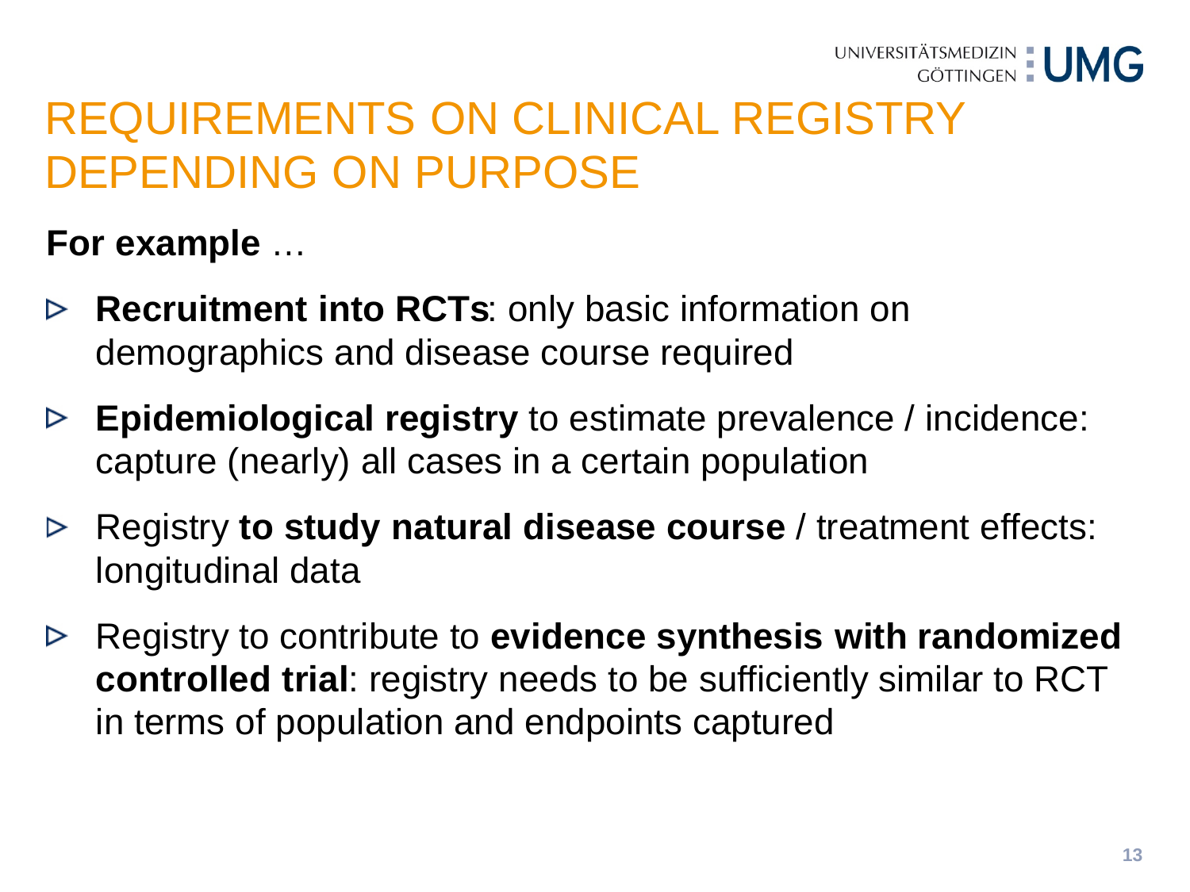# REQUIREMENTS ON CLINICAL REGISTRY DEPENDING ON PURPOSE

**For example** …

- **Recruitment into RCTs**: only basic information on demographics and disease course required
- **Epidemiological registry** to estimate prevalence / incidence: capture (nearly) all cases in a certain population
- Registry **to study natural disease course** / treatment effects: longitudinal data
- Registry to contribute to **evidence synthesis with randomized controlled trial**: registry needs to be sufficiently similar to RCT in terms of population and endpoints captured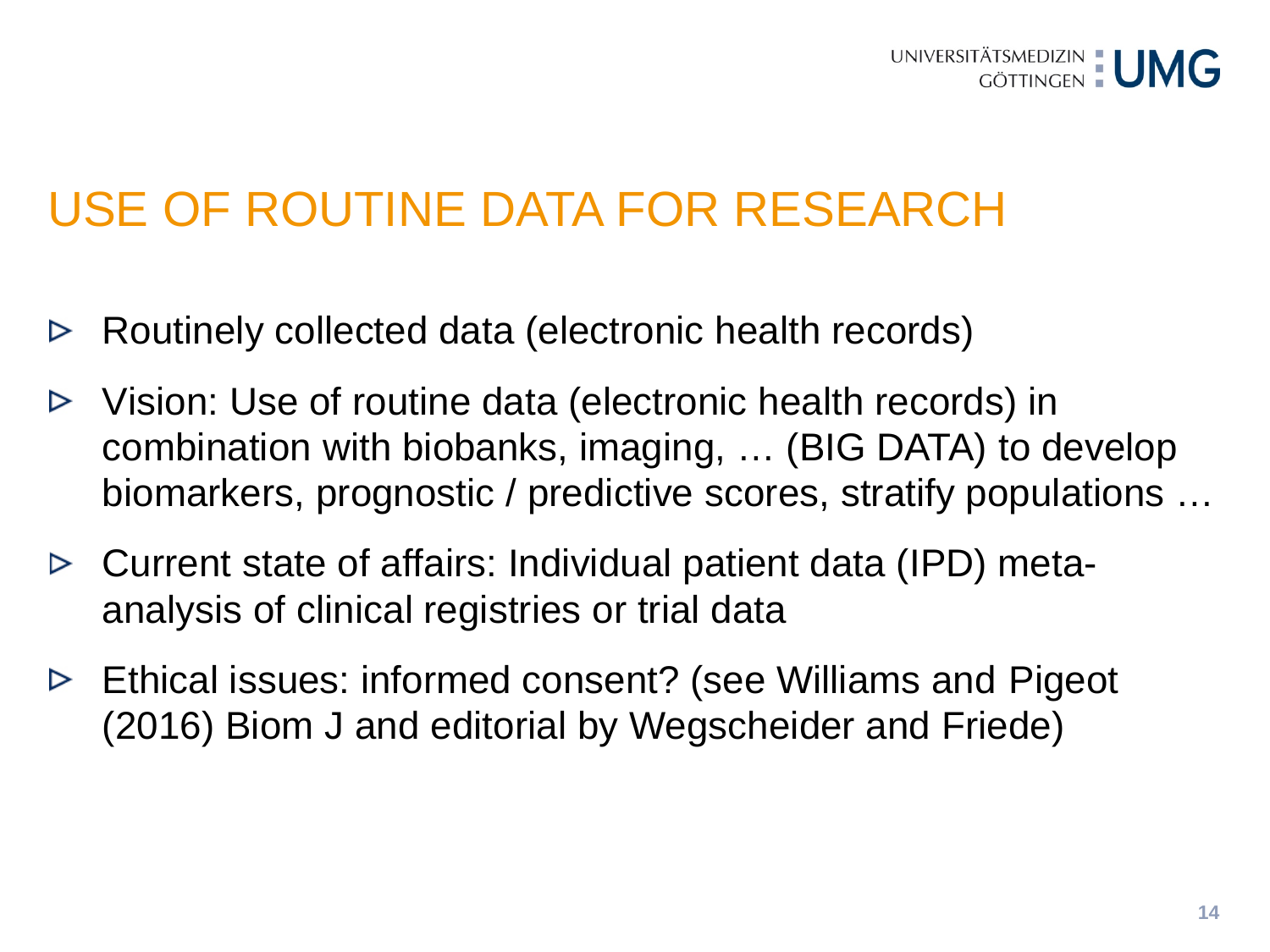# USE OF ROUTINE DATA FOR RESEARCH

- Routinely collected data (electronic health records)
- Vision: Use of routine data (electronic health records) in combination with biobanks, imaging, … (BIG DATA) to develop biomarkers, prognostic / predictive scores, stratify populations …
- Current state of affairs: Individual patient data (IPD) meta-analysis of clinical registries or trial data
- Ethical issues: informed consent? (see Williams and Pigeot (2016) Biom J and editorial by Wegscheider and Friede)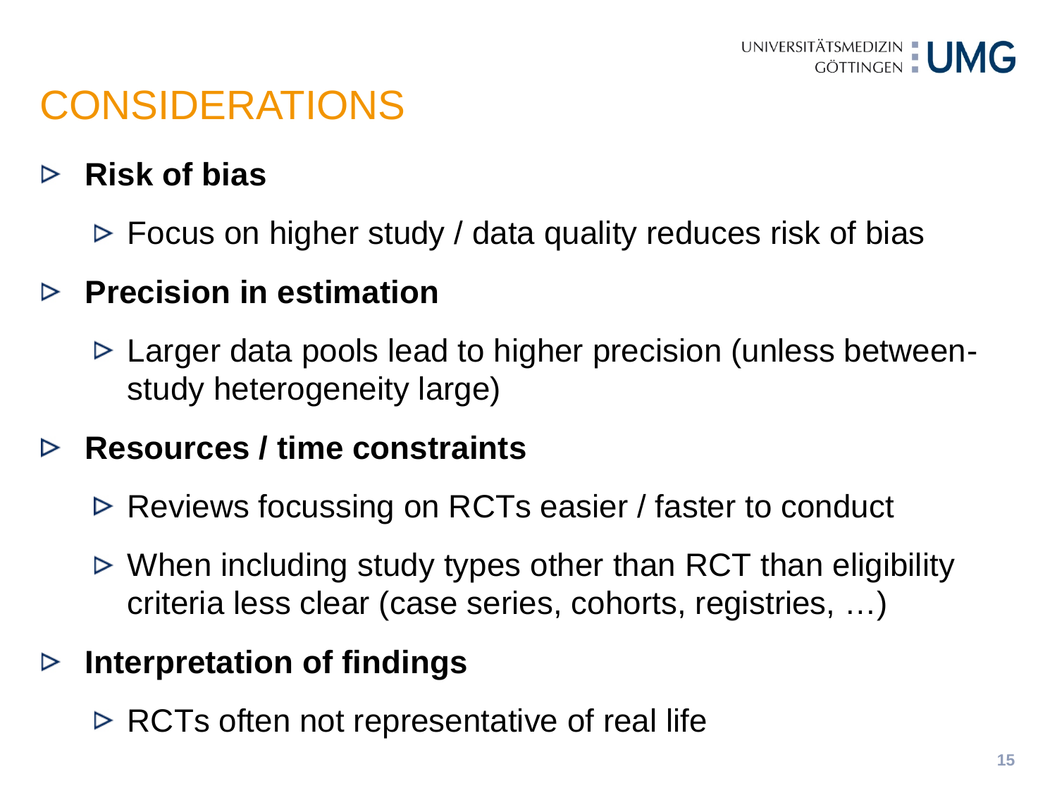# CONSIDERATIONS

- **Risk of bias**
  - Focus on higher study / data quality reduces risk of bias
- **Precision in estimation**
  - Larger data pools lead to higher precision (unless between-study heterogeneity large)
- **Resources / time constraints**
  - Reviews focussing on RCTs easier / faster to conduct
  - When including study types other than RCT than eligibility criteria less clear (case series, cohorts, registries, …)
- **Interpretation of findings**
  - RCTs often not representative of real life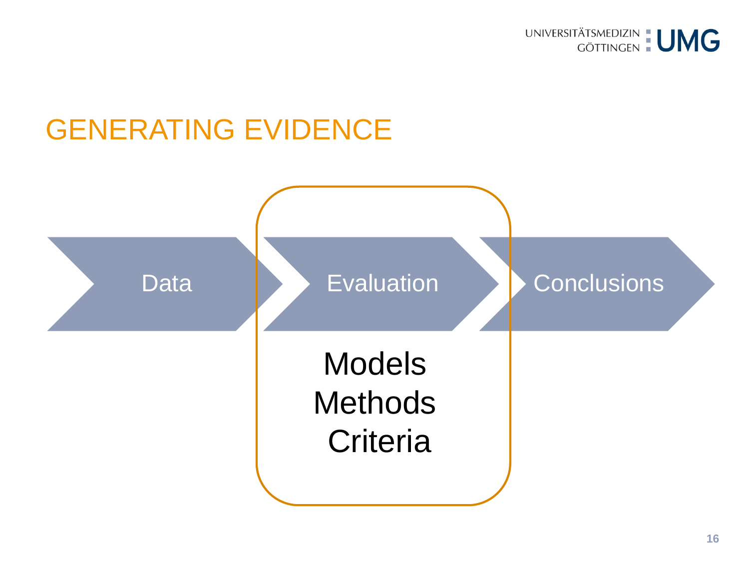# GENERATING EVIDENCE

Data → Evaluation → Conclusions

Models
Methods
Criteria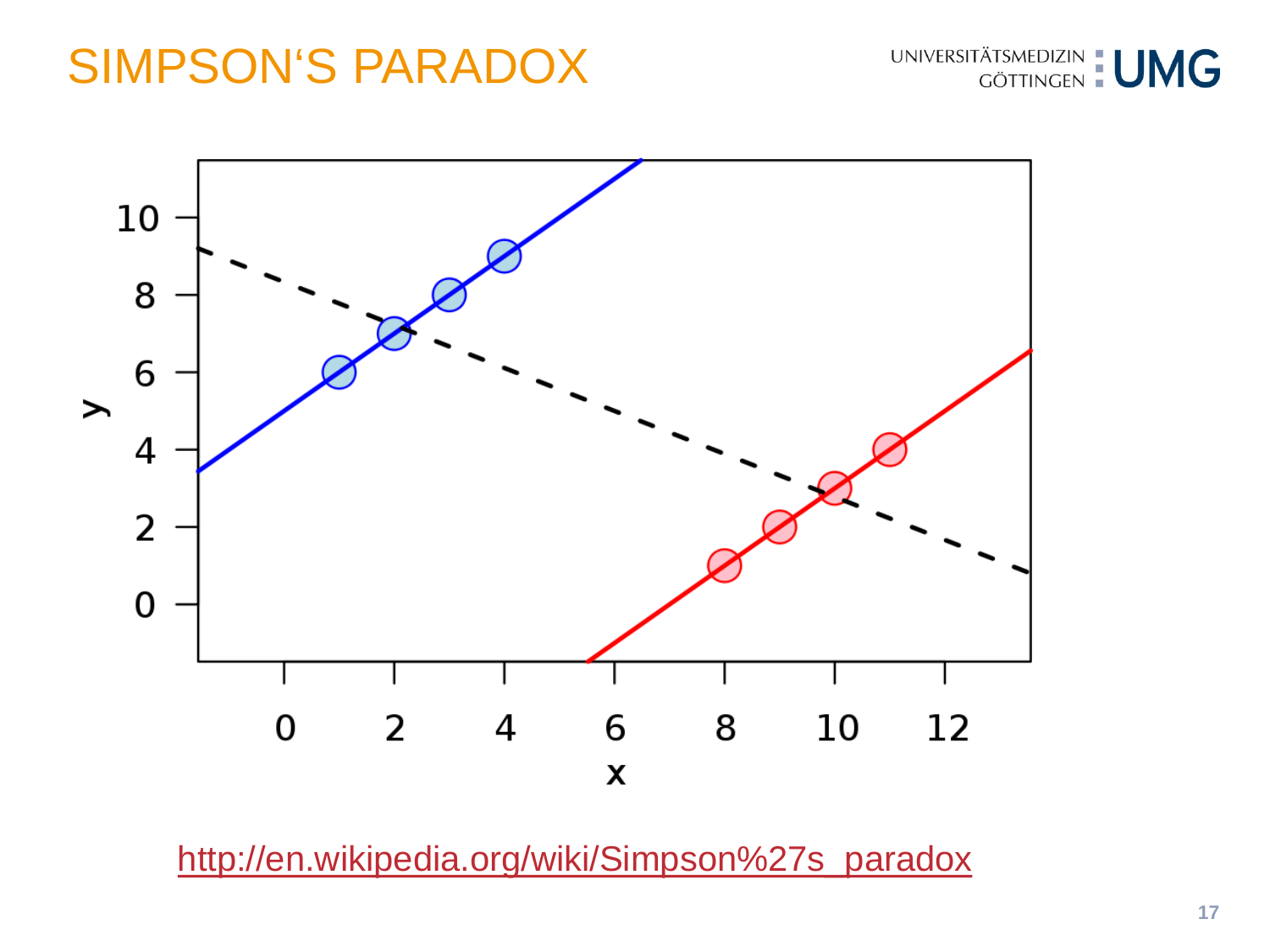# SIMPSON'S PARADOX

http://en.wikipedia.org/wiki/Simpson%27s_paradox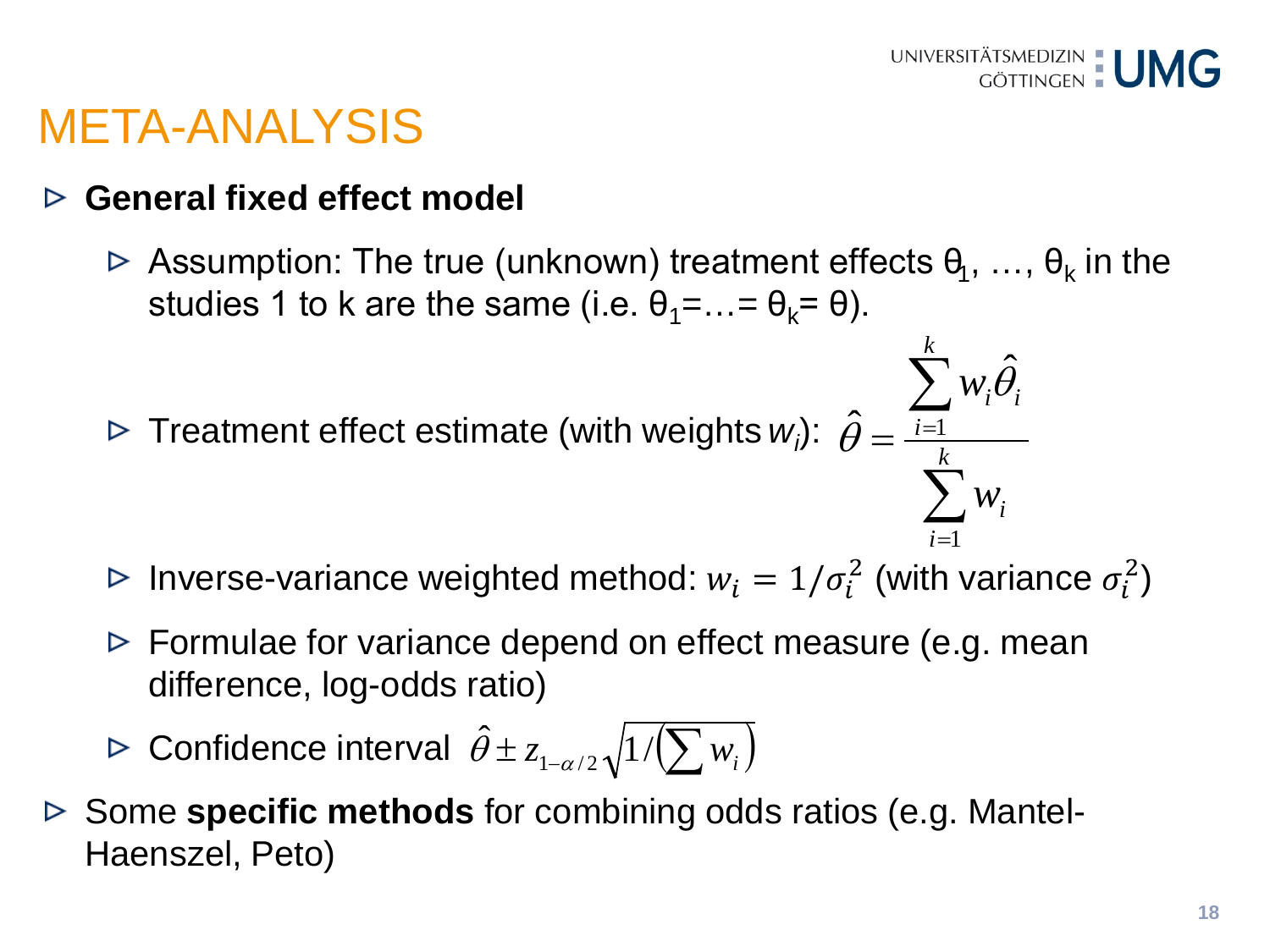# META-ANALYSIS

- **General fixed effect model**
  - Assumption: The true (unknown) treatment effects $\theta_1$, …, $\theta_k$ in the studies 1 to k are the same (i.e. $\theta_1 = \ldots = \theta_k = \theta$).
  - Treatment effect estimate (with weights $w_i$): $\hat{\theta} = \dfrac{\sum_{i=1}^{k} w_i \hat{\theta}_i}{\sum_{i=1}^{k} w_i}$
  - Inverse-variance weighted method: $w_i = 1/\sigma_i^2$ (with variance $\sigma_i^2$)
  - Formulae for variance depend on effect measure (e.g. mean difference, log-odds ratio)
  - Confidence interval $\hat{\theta} \pm z_{1-\alpha/2} \sqrt{1/\left(\sum w_i\right)}$
- Some **specific methods** for combining odds ratios (e.g. Mantel-Haenszel, Peto)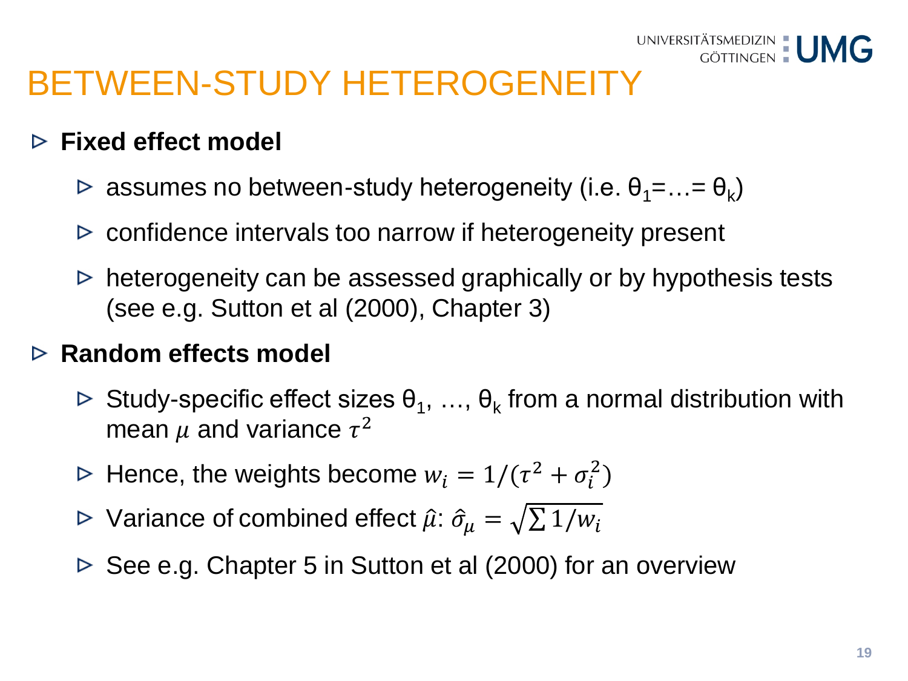# BETWEEN-STUDY HETEROGENEITY

- **Fixed effect model**
  - assumes no between-study heterogeneity (i.e. $\theta_1 = \ldots = \theta_k$)
  - confidence intervals too narrow if heterogeneity present
  - heterogeneity can be assessed graphically or by hypothesis tests (see e.g. Sutton et al (2000), Chapter 3)
- **Random effects model**
  - Study-specific effect sizes $\theta_1, \ldots, \theta_k$ from a normal distribution with mean $\mu$ and variance $\tau^2$
  - Hence, the weights become $w_i = 1/(\tau^2 + \sigma_i^2)$
  - Variance of combined effect $\hat{\mu}$: $\hat{\sigma}_\mu = \sqrt{\sum 1/w_i}$
  - See e.g. Chapter 5 in Sutton et al (2000) for an overview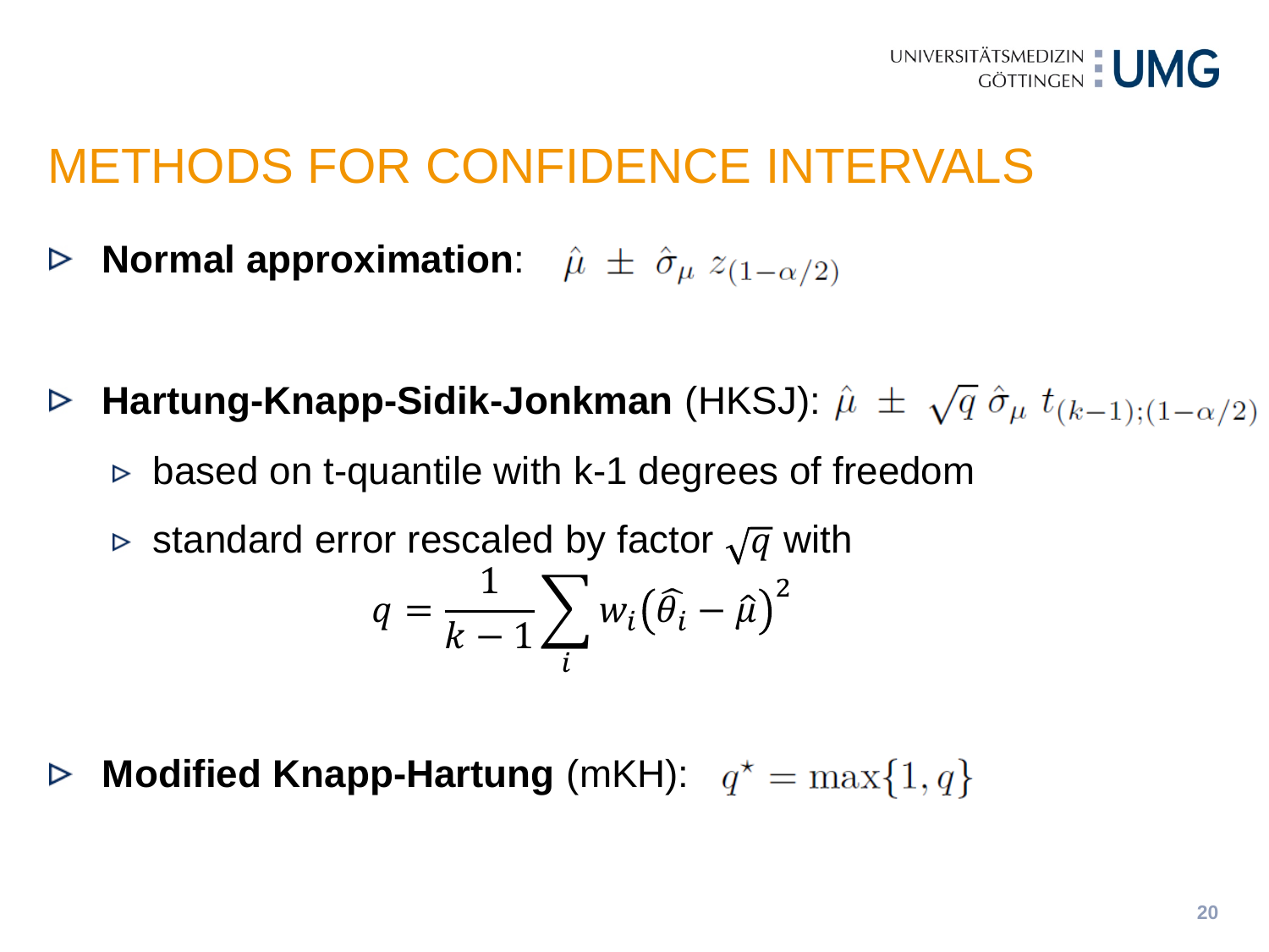# METHODS FOR CONFIDENCE INTERVALS

- **Normal approximation**: $\hat{\mu} \pm \hat{\sigma}_\mu \, z_{(1-\alpha/2)}$

- **Hartung-Knapp-Sidik-Jonkman** (HKSJ): $\hat{\mu} \pm \sqrt{q} \, \hat{\sigma}_\mu \, t_{(k-1);(1-\alpha/2)}$
  - based on t-quantile with k-1 degrees of freedom
  - standard error rescaled by factor $\sqrt{q}$ with

$$q = \frac{1}{k-1} \sum_i w_i \left(\widehat{\theta}_i - \hat{\mu}\right)^2$$

- **Modified Knapp-Hartung** (mKH): $q^\star = \max\{1, q\}$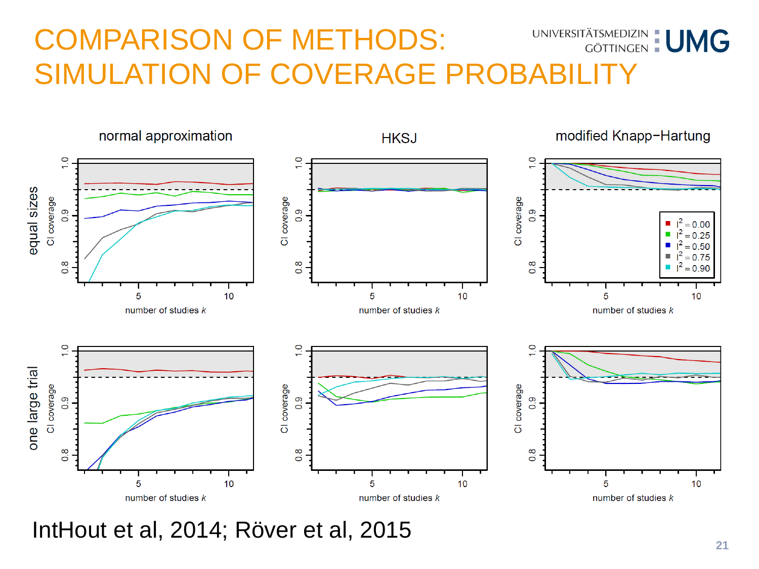# COMPARISON OF METHODS: SIMULATION OF COVERAGE PROBABILITY

IntHout et al, 2014; Röver et al, 2015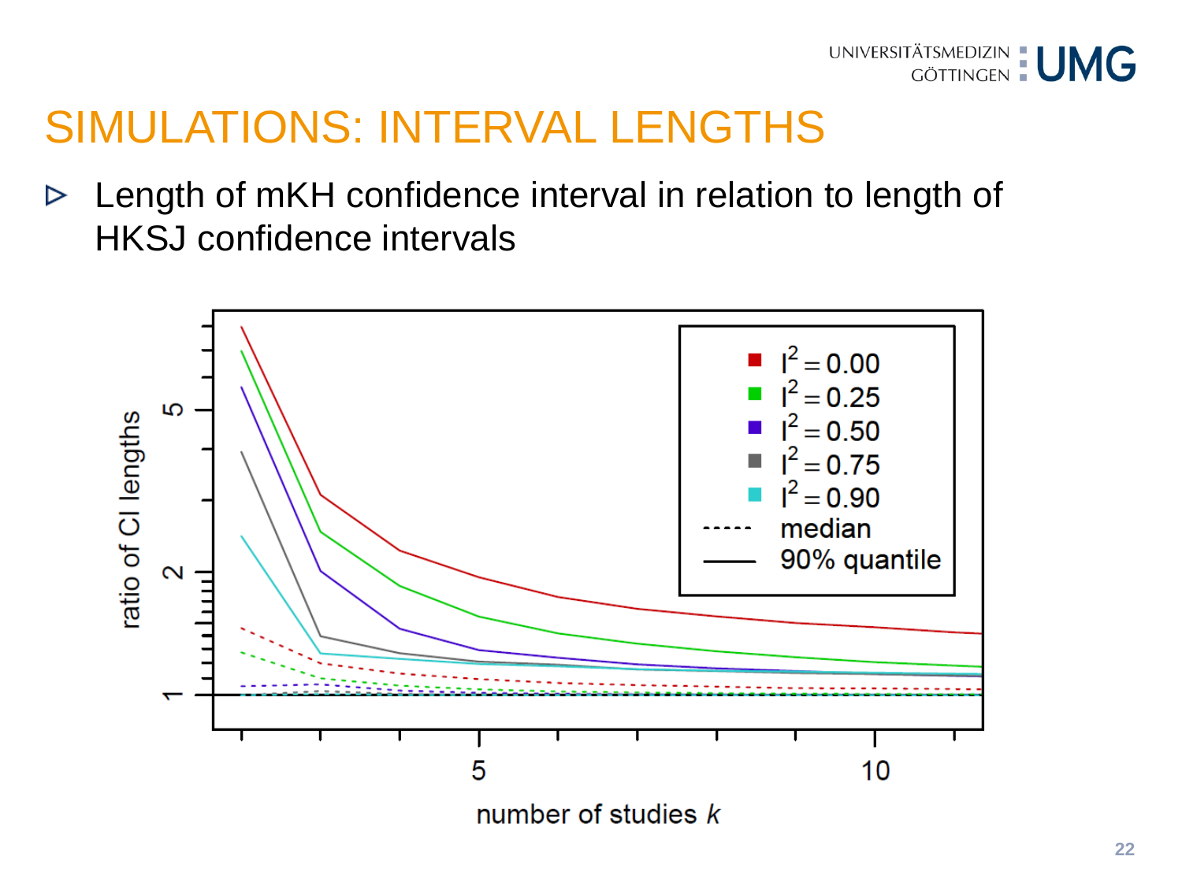# SIMULATIONS: INTERVAL LENGTHS

- Length of mKH confidence interval in relation to length of HKSJ confidence intervals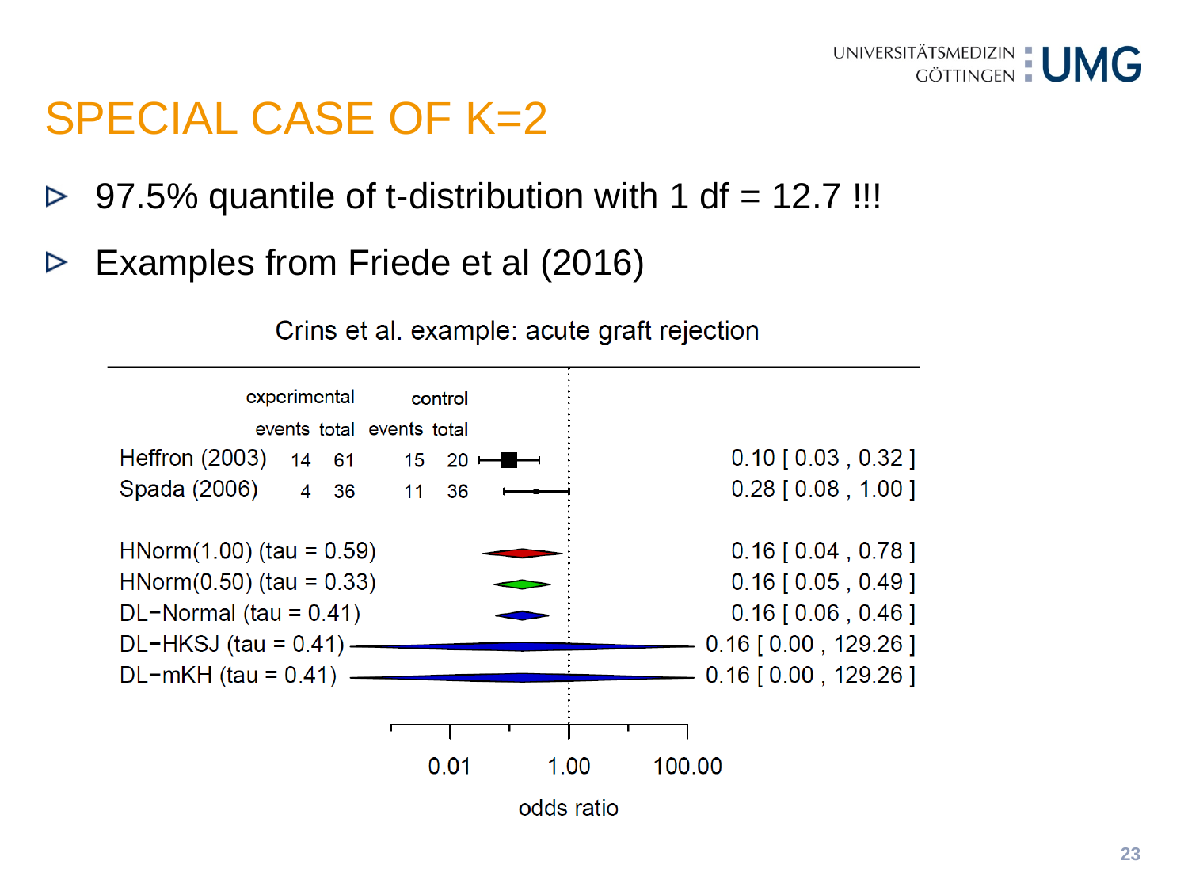# SPECIAL CASE OF K=2

- 97.5% quantile of t-distribution with 1 df = 12.7 !!!
- Examples from Friede et al (2016)

Crins et al. example: acute graft rejection

| | experimental events | experimental total | control events | control total | |
|---|---|---|---|---|---|
| Heffron (2003) | 14 | 61 | 15 | 20 | 0.10 [ 0.03 , 0.32 ] |
| Spada (2006) | 4 | 36 | 11 | 36 | 0.28 [ 0.08 , 1.00 ] |
| HNorm(1.00) (tau = 0.59) | | | | | 0.16 [ 0.04 , 0.78 ] |
| HNorm(0.50) (tau = 0.33) | | | | | 0.16 [ 0.05 , 0.49 ] |
| DL−Normal (tau = 0.41) | | | | | 0.16 [ 0.06 , 0.46 ] |
| DL−HKSJ (tau = 0.41) | | | | | 0.16 [ 0.00 , 129.26 ] |
| DL−mKH (tau = 0.41) | | | | | 0.16 [ 0.00 , 129.26 ] |

odds ratio (axis: 0.01, 1.00, 100.00)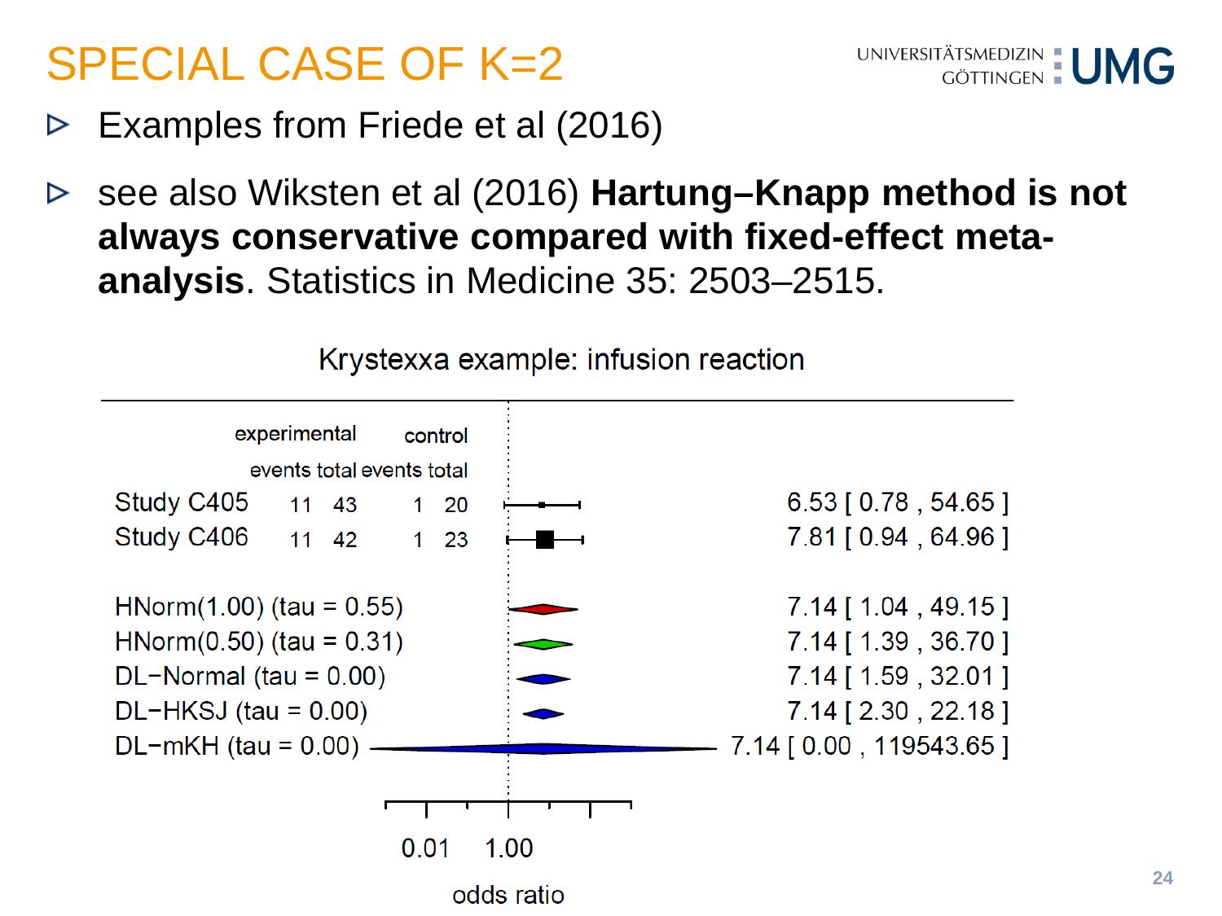# SPECIAL CASE OF K=2

- Examples from Friede et al (2016)
- see also Wiksten et al (2016) **Hartung–Knapp method is not always conservative compared with fixed-effect meta-analysis**. Statistics in Medicine 35: 2503–2515.

Krystexxa example: infusion reaction

| | experimental events | experimental total | control events | control total | odds ratio [95% CI] |
|---|---|---|---|---|---|
| Study C405 | 11 | 43 | 1 | 20 | 6.53 [ 0.78 , 54.65 ] |
| Study C406 | 11 | 42 | 1 | 23 | 7.81 [ 0.94 , 64.96 ] |
| HNorm(1.00) (tau = 0.55) | | | | | 7.14 [ 1.04 , 49.15 ] |
| HNorm(0.50) (tau = 0.31) | | | | | 7.14 [ 1.39 , 36.70 ] |
| DL−Normal (tau = 0.00) | | | | | 7.14 [ 1.59 , 32.01 ] |
| DL−HKSJ (tau = 0.00) | | | | | 7.14 [ 2.30 , 22.18 ] |
| DL−mKH (tau = 0.00) | | | | | 7.14 [ 0.00 , 119543.65 ] |

odds ratio (axis: 0.01, 1.00)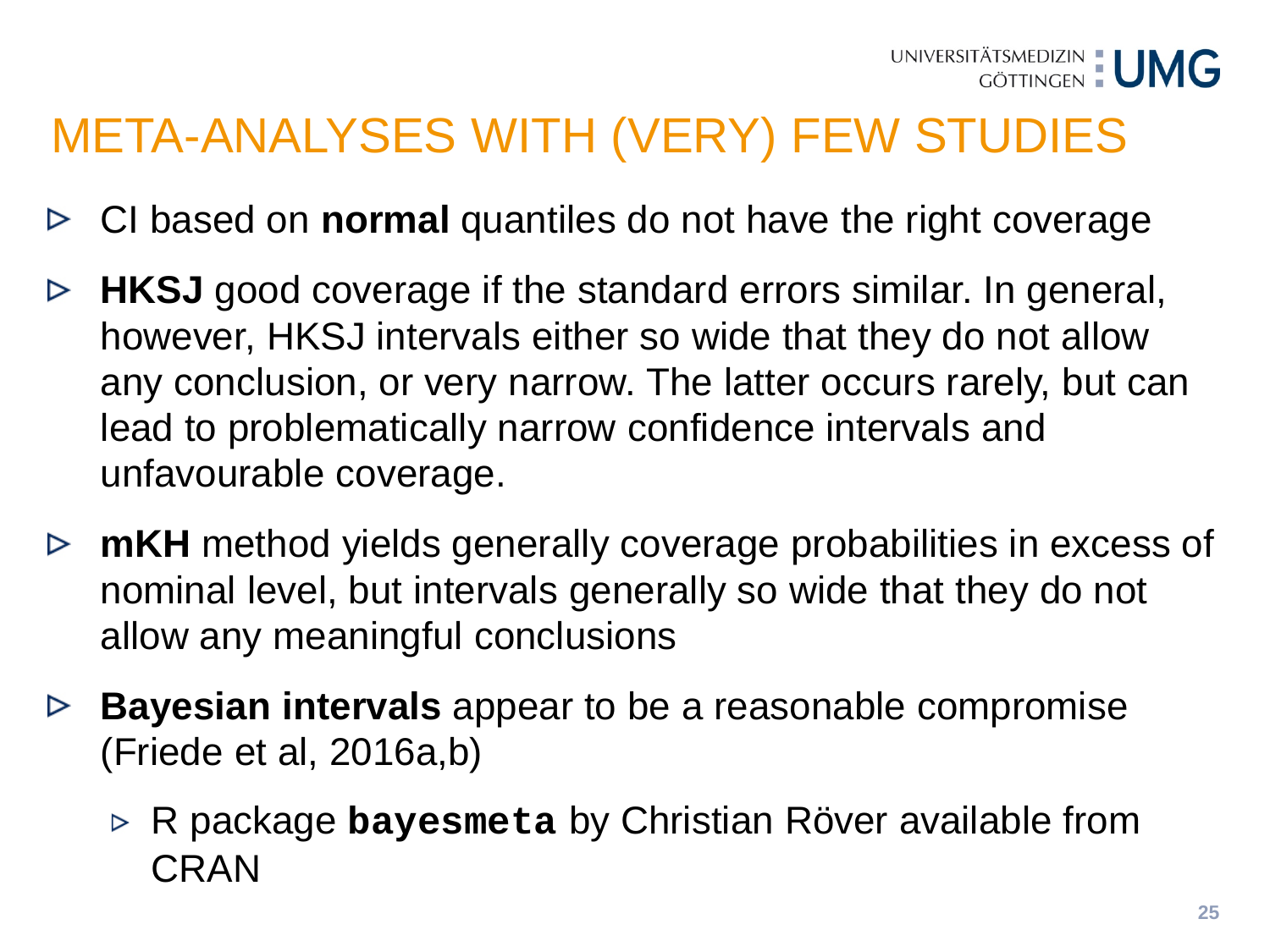# META-ANALYSES WITH (VERY) FEW STUDIES

- CI based on **normal** quantiles do not have the right coverage
- **HKSJ** good coverage if the standard errors similar. In general, however, HKSJ intervals either so wide that they do not allow any conclusion, or very narrow. The latter occurs rarely, but can lead to problematically narrow confidence intervals and unfavourable coverage.
- **mKH** method yields generally coverage probabilities in excess of nominal level, but intervals generally so wide that they do not allow any meaningful conclusions
- **Bayesian intervals** appear to be a reasonable compromise (Friede et al, 2016a,b)
  - R package **`bayesmeta`** by Christian Röver available from CRAN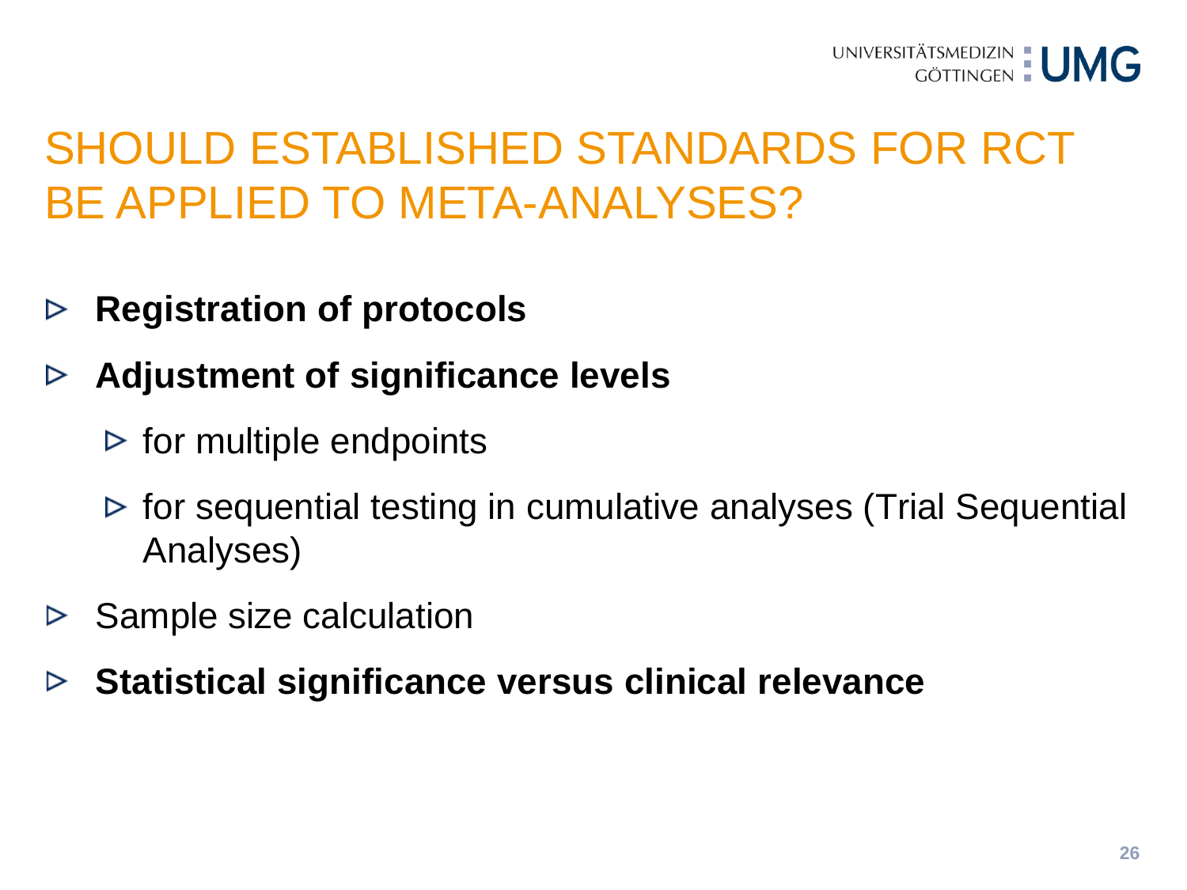# SHOULD ESTABLISHED STANDARDS FOR RCT BE APPLIED TO META-ANALYSES?

- **Registration of protocols**
- **Adjustment of significance levels**
  - for multiple endpoints
  - for sequential testing in cumulative analyses (Trial Sequential Analyses)
- Sample size calculation
- **Statistical significance versus clinical relevance**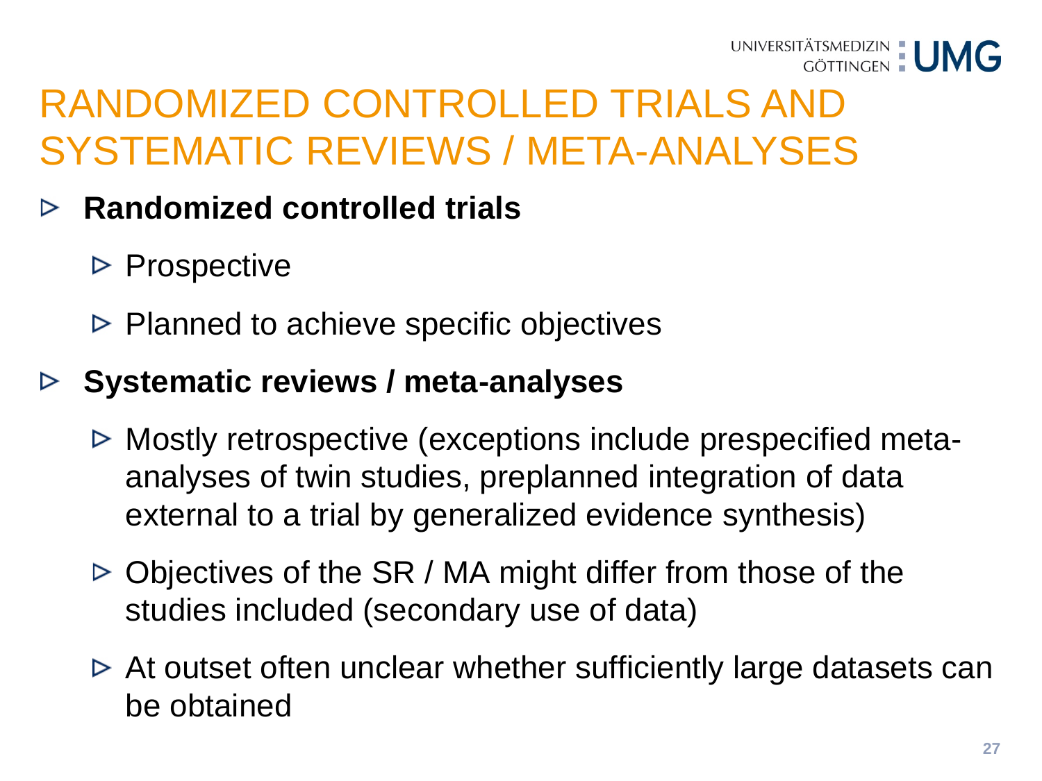# RANDOMIZED CONTROLLED TRIALS AND SYSTEMATIC REVIEWS / META-ANALYSES

- **Randomized controlled trials**
  - Prospective
  - Planned to achieve specific objectives
- **Systematic reviews / meta-analyses**
  - Mostly retrospective (exceptions include prespecified meta-analyses of twin studies, preplanned integration of data external to a trial by generalized evidence synthesis)
  - Objectives of the SR / MA might differ from those of the studies included (secondary use of data)
  - At outset often unclear whether sufficiently large datasets can be obtained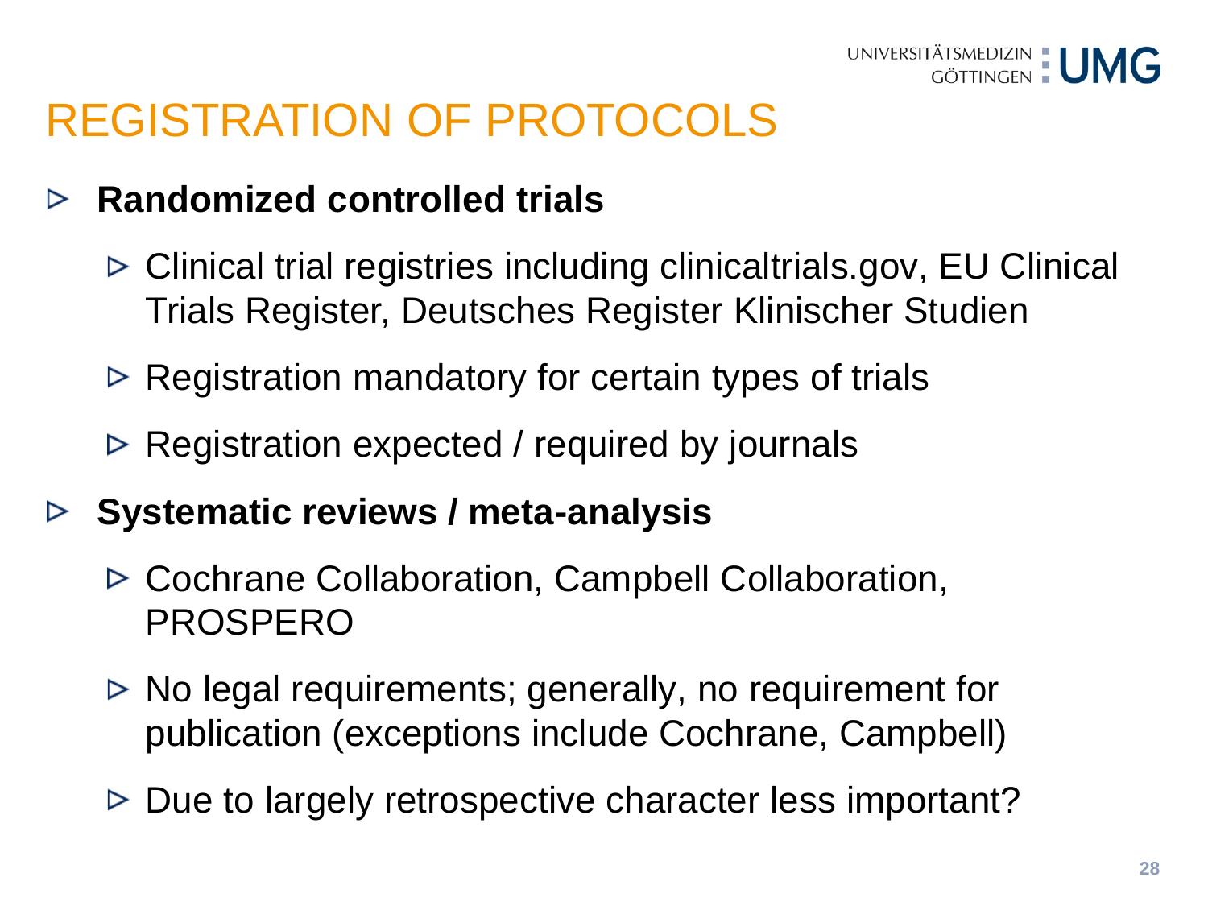# REGISTRATION OF PROTOCOLS

- **Randomized controlled trials**
  - Clinical trial registries including clinicaltrials.gov, EU Clinical Trials Register, Deutsches Register Klinischer Studien
  - Registration mandatory for certain types of trials
  - Registration expected / required by journals
- **Systematic reviews / meta-analysis**
  - Cochrane Collaboration, Campbell Collaboration, PROSPERO
  - No legal requirements; generally, no requirement for publication (exceptions include Cochrane, Campbell)
  - Due to largely retrospective character less important?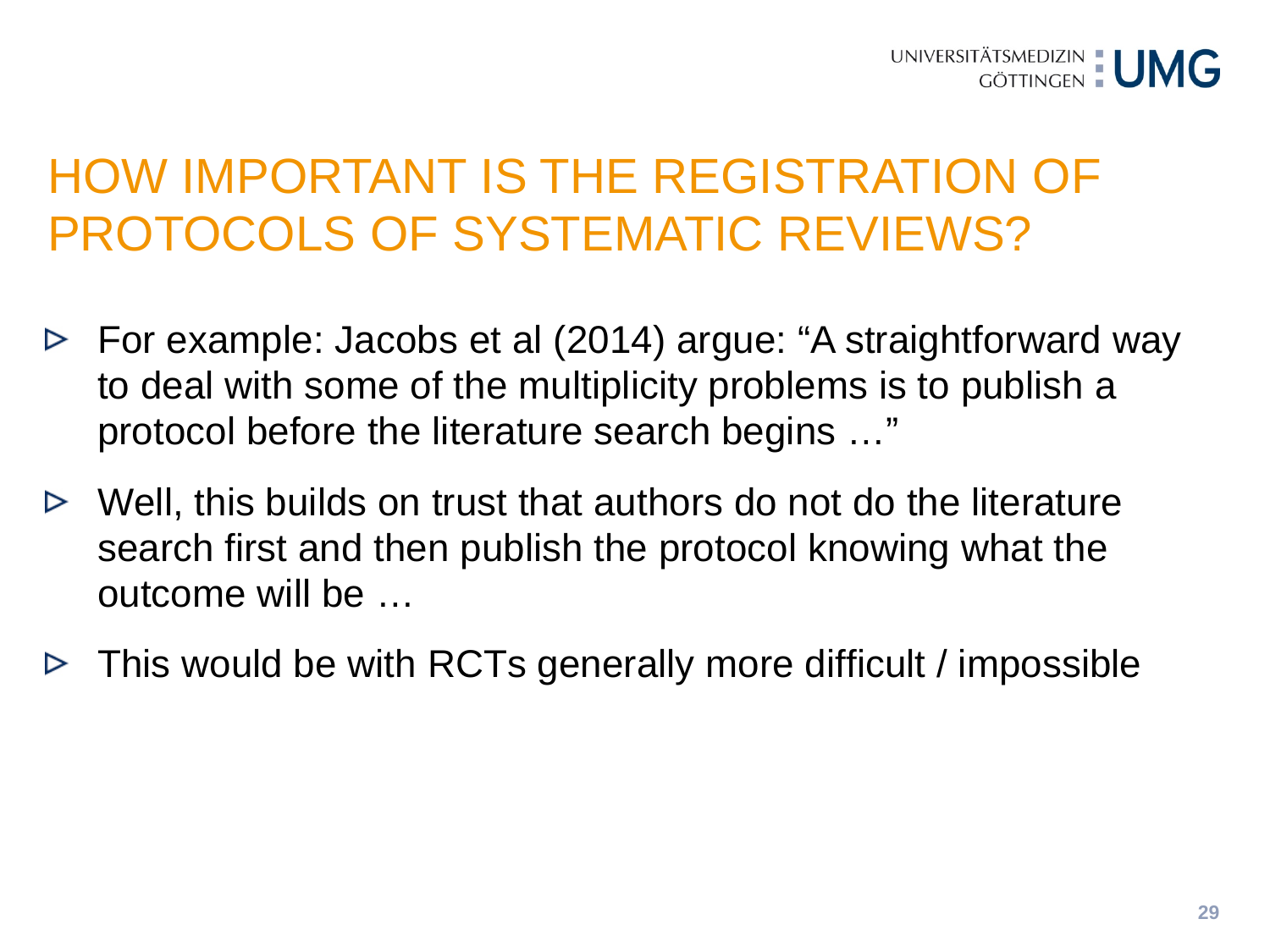# HOW IMPORTANT IS THE REGISTRATION OF PROTOCOLS OF SYSTEMATIC REVIEWS?

- For example: Jacobs et al (2014) argue: “A straightforward way to deal with some of the multiplicity problems is to publish a protocol before the literature search begins …”
- Well, this builds on trust that authors do not do the literature search first and then publish the protocol knowing what the outcome will be …
- This would be with RCTs generally more difficult / impossible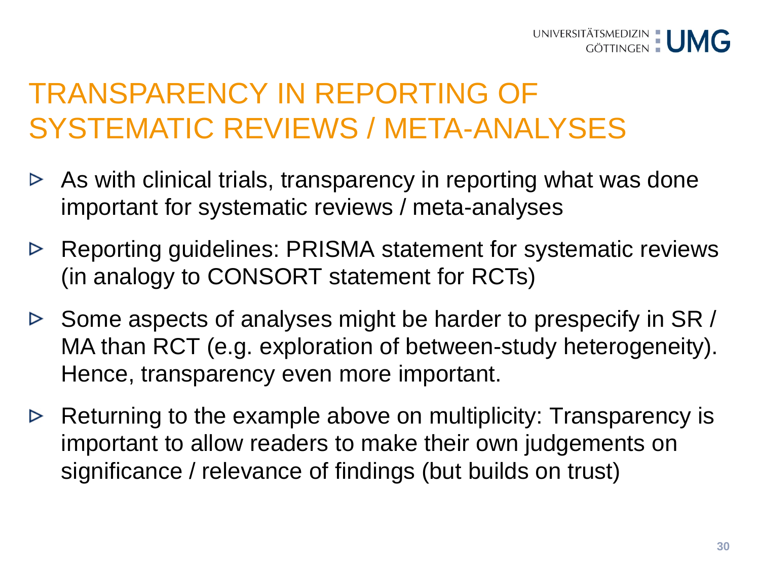# TRANSPARENCY IN REPORTING OF SYSTEMATIC REVIEWS / META-ANALYSES

- As with clinical trials, transparency in reporting what was done important for systematic reviews / meta-analyses
- Reporting guidelines: PRISMA statement for systematic reviews (in analogy to CONSORT statement for RCTs)
- Some aspects of analyses might be harder to prespecify in SR / MA than RCT (e.g. exploration of between-study heterogeneity). Hence, transparency even more important.
- Returning to the example above on multiplicity: Transparency is important to allow readers to make their own judgements on significance / relevance of findings (but builds on trust)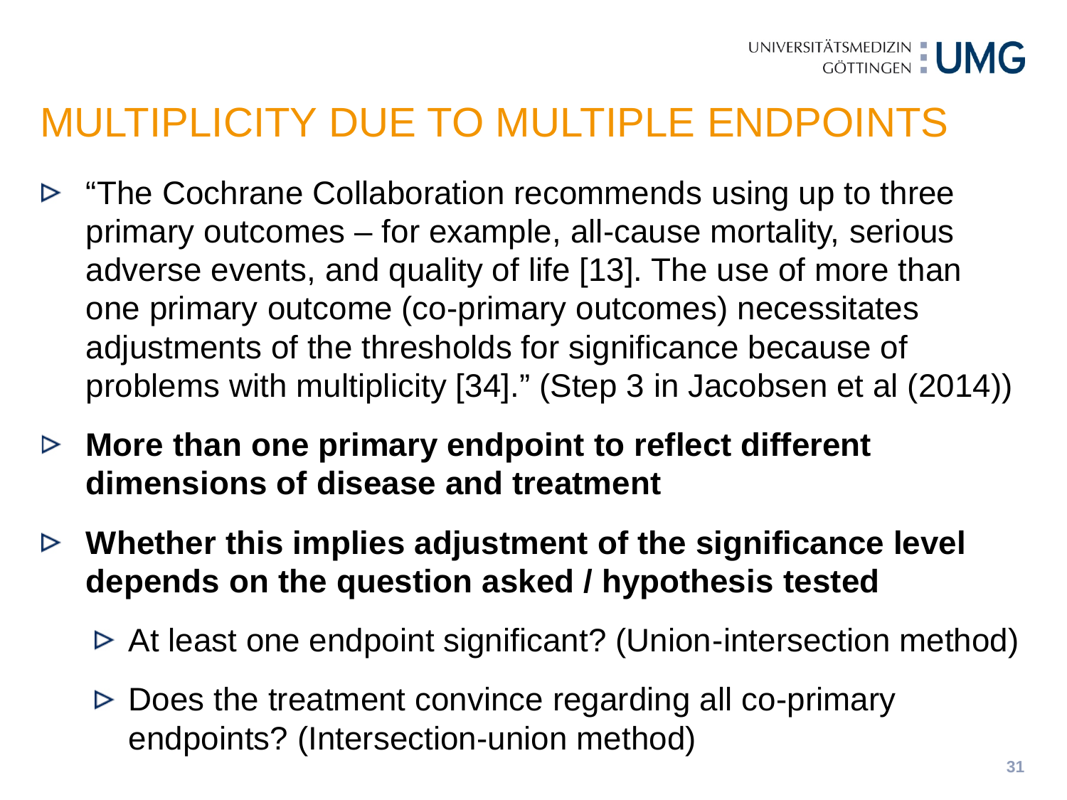# MULTIPLICITY DUE TO MULTIPLE ENDPOINTS

- "The Cochrane Collaboration recommends using up to three primary outcomes – for example, all-cause mortality, serious adverse events, and quality of life [13]. The use of more than one primary outcome (co-primary outcomes) necessitates adjustments of the thresholds for significance because of problems with multiplicity [34]." (Step 3 in Jacobsen et al (2014))
- **More than one primary endpoint to reflect different dimensions of disease and treatment**
- **Whether this implies adjustment of the significance level depends on the question asked / hypothesis tested**
  - At least one endpoint significant? (Union-intersection method)
  - Does the treatment convince regarding all co-primary endpoints? (Intersection-union method)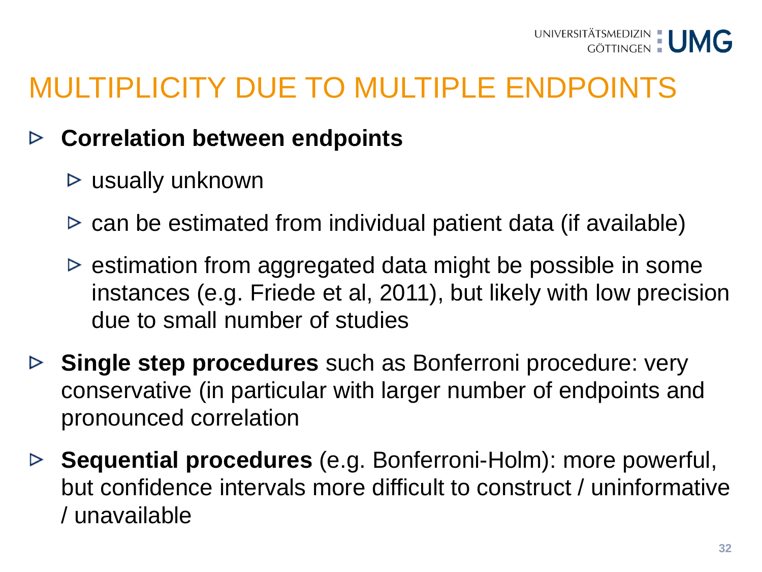# MULTIPLICITY DUE TO MULTIPLE ENDPOINTS

- **Correlation between endpoints**
  - usually unknown
  - can be estimated from individual patient data (if available)
  - estimation from aggregated data might be possible in some instances (e.g. Friede et al, 2011), but likely with low precision due to small number of studies
- **Single step procedures** such as Bonferroni procedure: very conservative (in particular with larger number of endpoints and pronounced correlation
- **Sequential procedures** (e.g. Bonferroni-Holm): more powerful, but confidence intervals more difficult to construct / uninformative / unavailable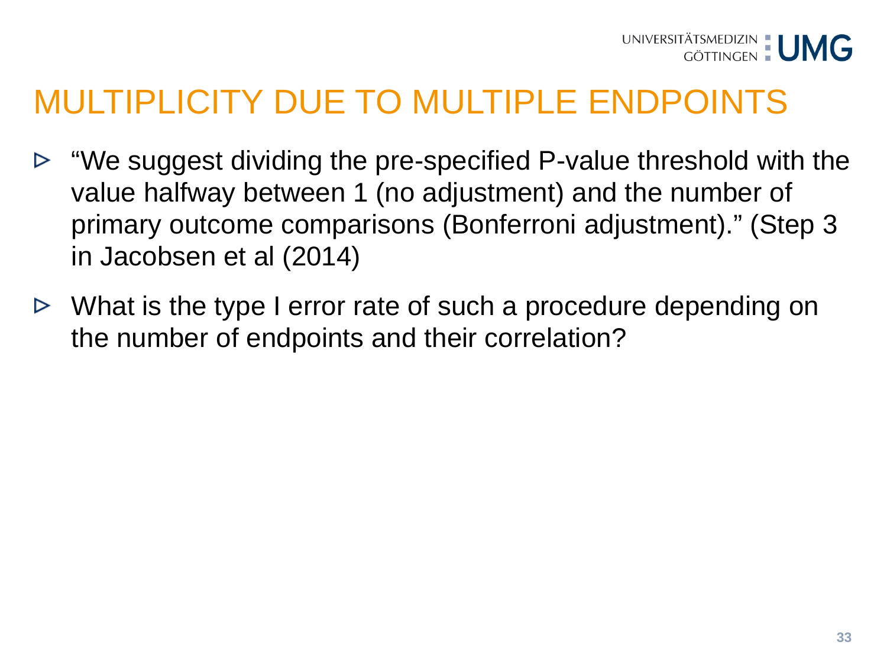# MULTIPLICITY DUE TO MULTIPLE ENDPOINTS

- "We suggest dividing the pre-specified P-value threshold with the value halfway between 1 (no adjustment) and the number of primary outcome comparisons (Bonferroni adjustment)." (Step 3 in Jacobsen et al (2014)
- What is the type I error rate of such a procedure depending on the number of endpoints and their correlation?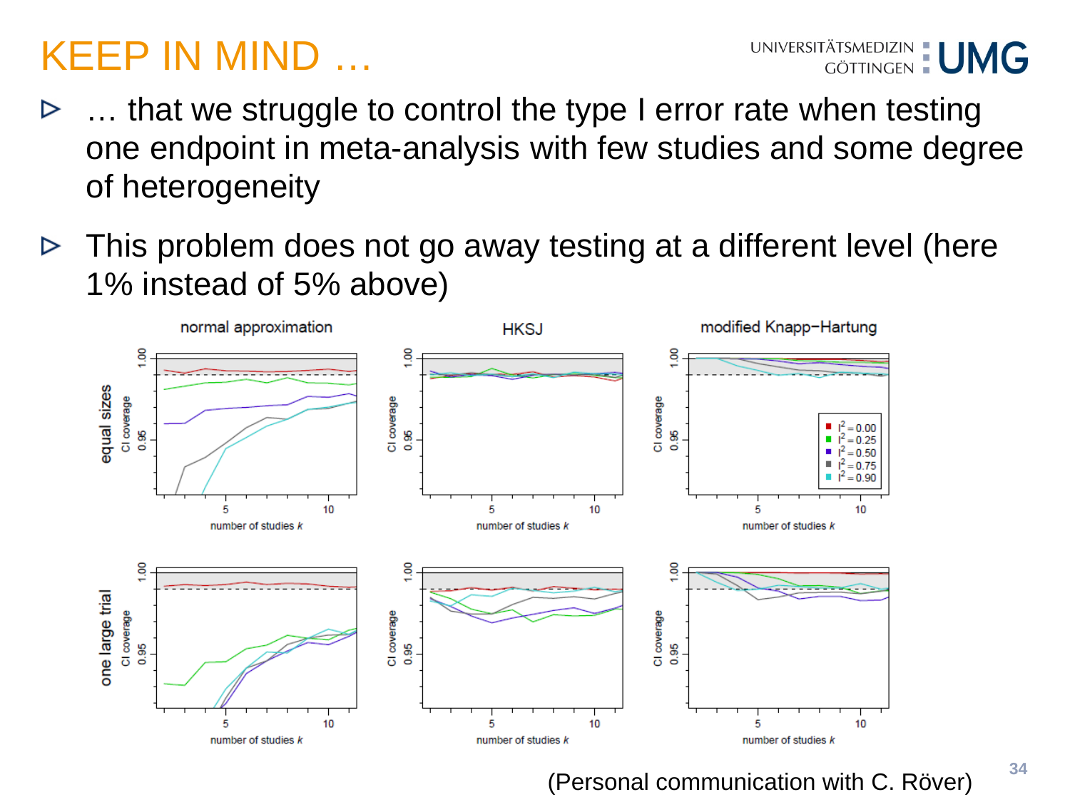# KEEP IN MIND …

- … that we struggle to control the type I error rate when testing one endpoint in meta-analysis with few studies and some degree of heterogeneity
- This problem does not go away testing at a different level (here 1% instead of 5% above)

(Personal communication with C. Röver)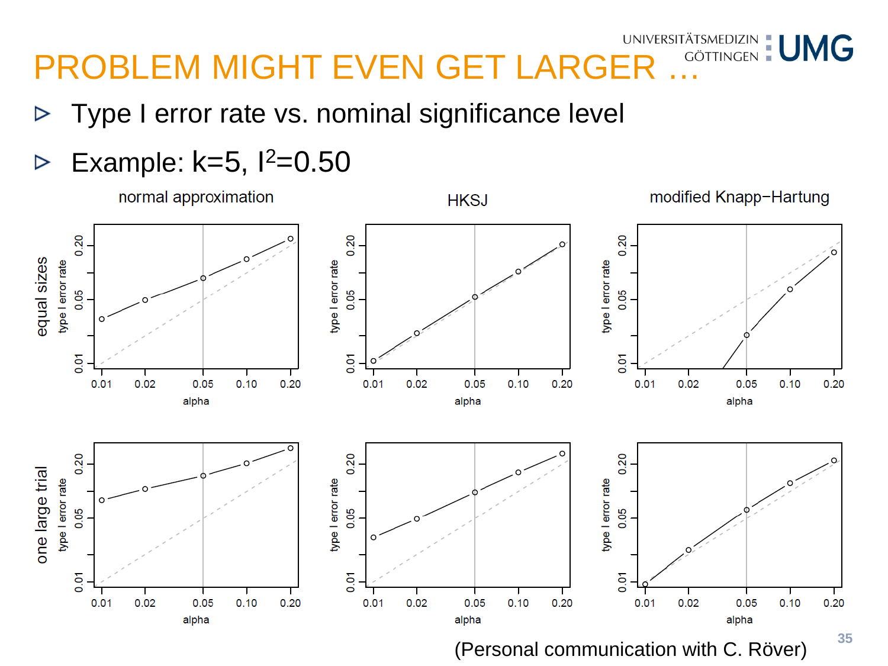# PROBLEM MIGHT EVEN GET LARGER …

- Type I error rate vs. nominal significance level
- Example: k=5, $I^2$=0.50

normal approximation | HKSJ | modified Knapp−Hartung

equal sizes

one large trial

(Personal communication with C. Röver)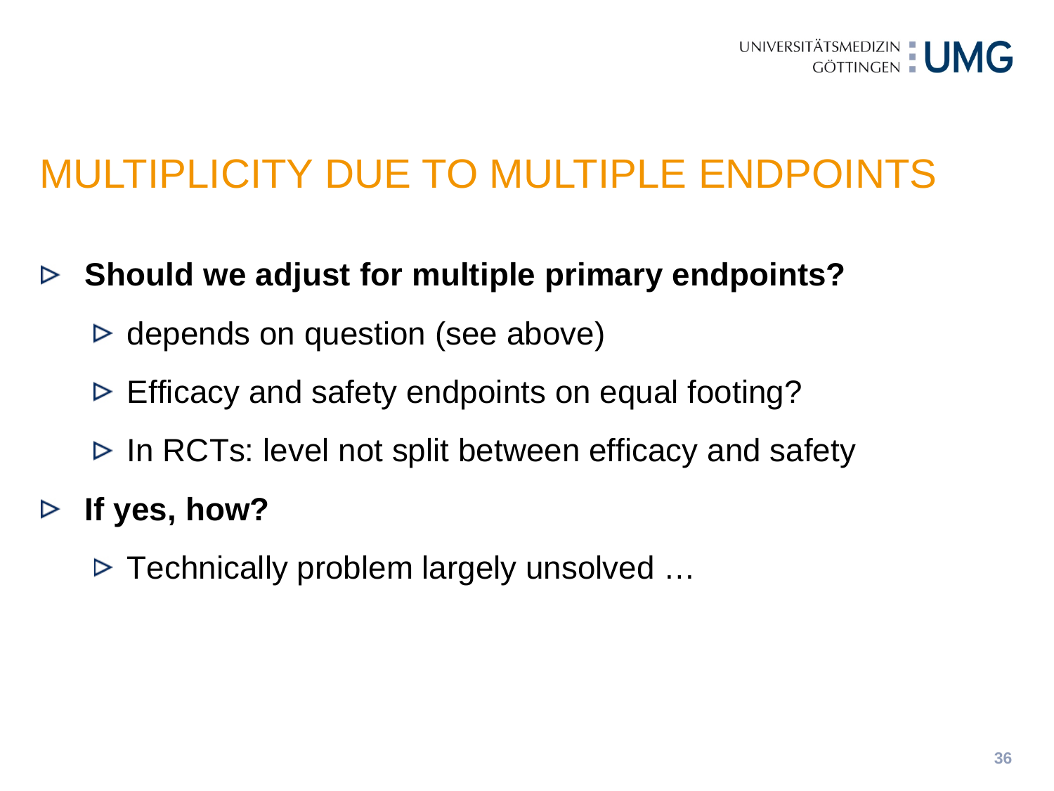# MULTIPLICITY DUE TO MULTIPLE ENDPOINTS

- **Should we adjust for multiple primary endpoints?**
  - depends on question (see above)
  - Efficacy and safety endpoints on equal footing?
  - In RCTs: level not split between efficacy and safety
- **If yes, how?**
  - Technically problem largely unsolved …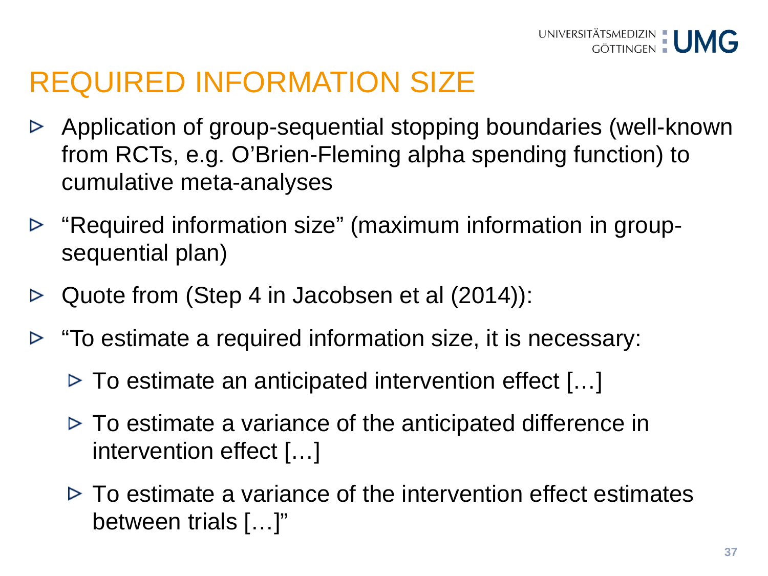# REQUIRED INFORMATION SIZE

- Application of group-sequential stopping boundaries (well-known from RCTs, e.g. O'Brien-Fleming alpha spending function) to cumulative meta-analyses
- "Required information size" (maximum information in group-sequential plan)
- Quote from (Step 4 in Jacobsen et al (2014)):
- "To estimate a required information size, it is necessary:
  - To estimate an anticipated intervention effect […]
  - To estimate a variance of the anticipated difference in intervention effect […]
  - To estimate a variance of the intervention effect estimates between trials […]"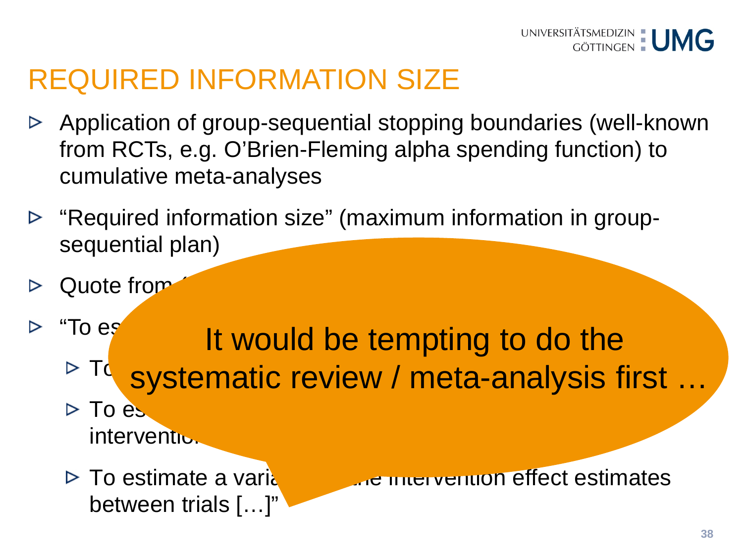# REQUIRED INFORMATION SIZE

- Application of group-sequential stopping boundaries (well-known from RCTs, e.g. O'Brien-Fleming alpha spending function) to cumulative meta-analyses
- "Required information size" (maximum information in group-sequential plan)
- Quote from (
- "To es
  - To
  - To es interventio
  - To estimate a varia the intervention effect estimates between trials […]"

It would be tempting to do the systematic review / meta-analysis first …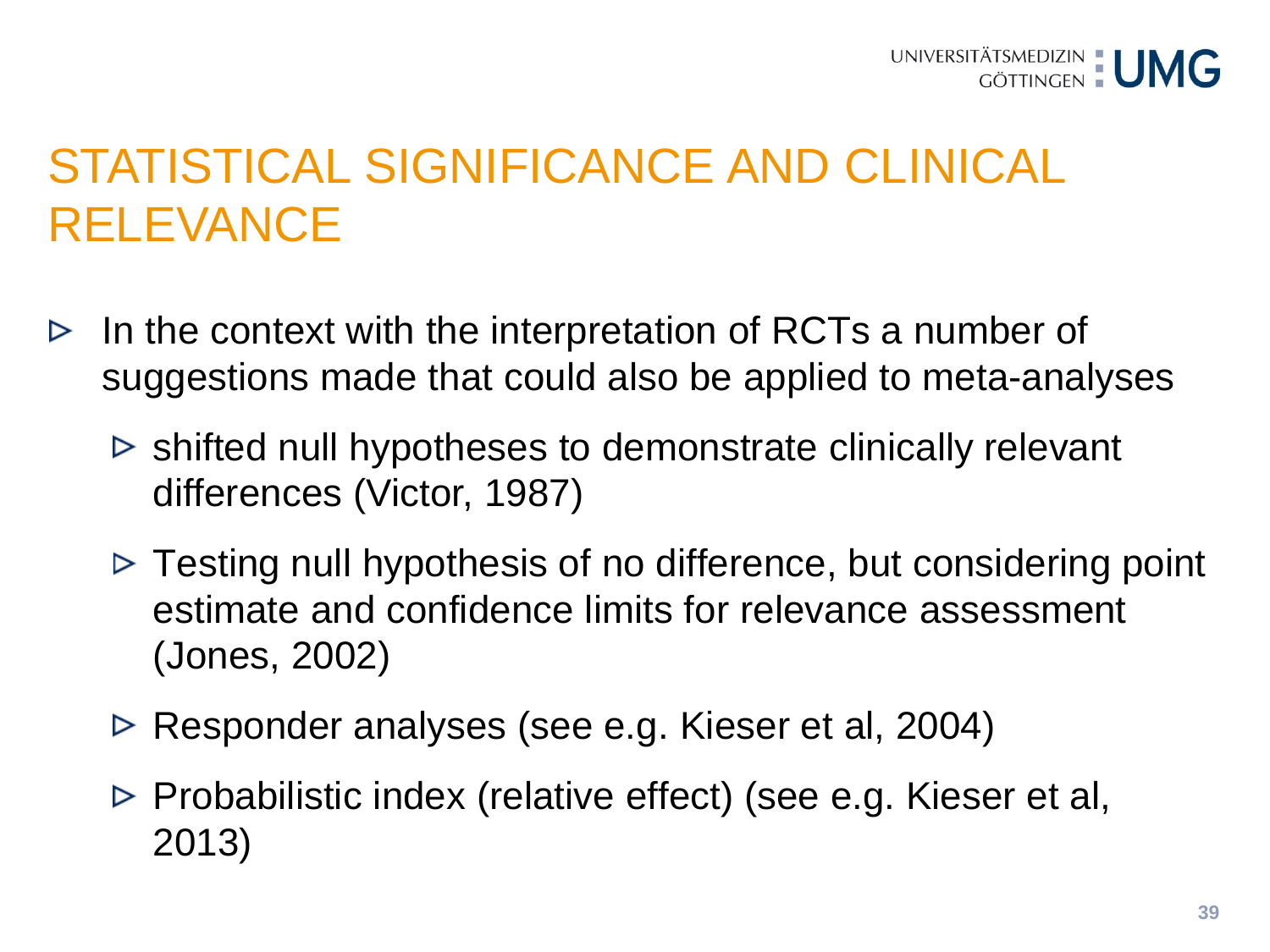# STATISTICAL SIGNIFICANCE AND CLINICAL RELEVANCE

- In the context with the interpretation of RCTs a number of suggestions made that could also be applied to meta-analyses
  - shifted null hypotheses to demonstrate clinically relevant differences (Victor, 1987)
  - Testing null hypothesis of no difference, but considering point estimate and confidence limits for relevance assessment (Jones, 2002)
  - Responder analyses (see e.g. Kieser et al, 2004)
  - Probabilistic index (relative effect) (see e.g. Kieser et al, 2013)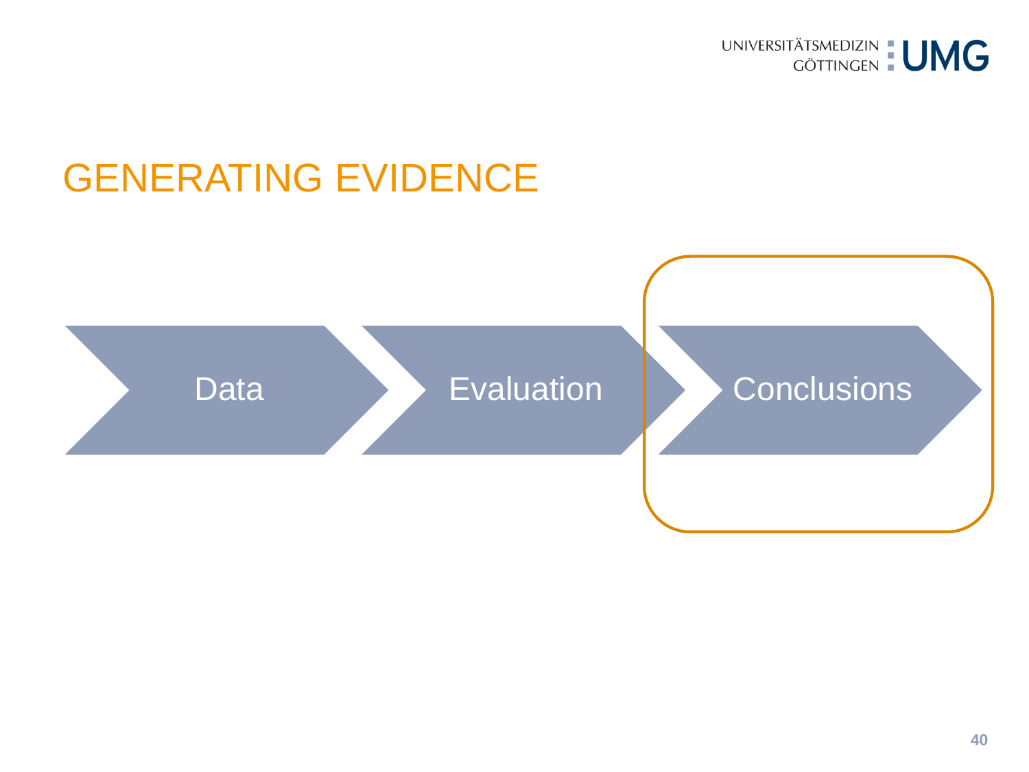# GENERATING EVIDENCE

Data → Evaluation → Conclusions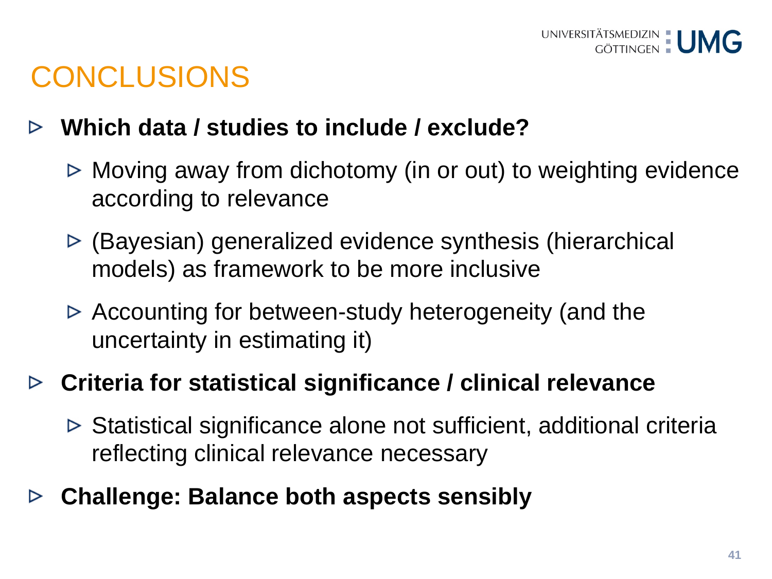# CONCLUSIONS

- **Which data / studies to include / exclude?**
  - Moving away from dichotomy (in or out) to weighting evidence according to relevance
  - (Bayesian) generalized evidence synthesis (hierarchical models) as framework to be more inclusive
  - Accounting for between-study heterogeneity (and the uncertainty in estimating it)
- **Criteria for statistical significance / clinical relevance**
  - Statistical significance alone not sufficient, additional criteria reflecting clinical relevance necessary
- **Challenge: Balance both aspects sensibly**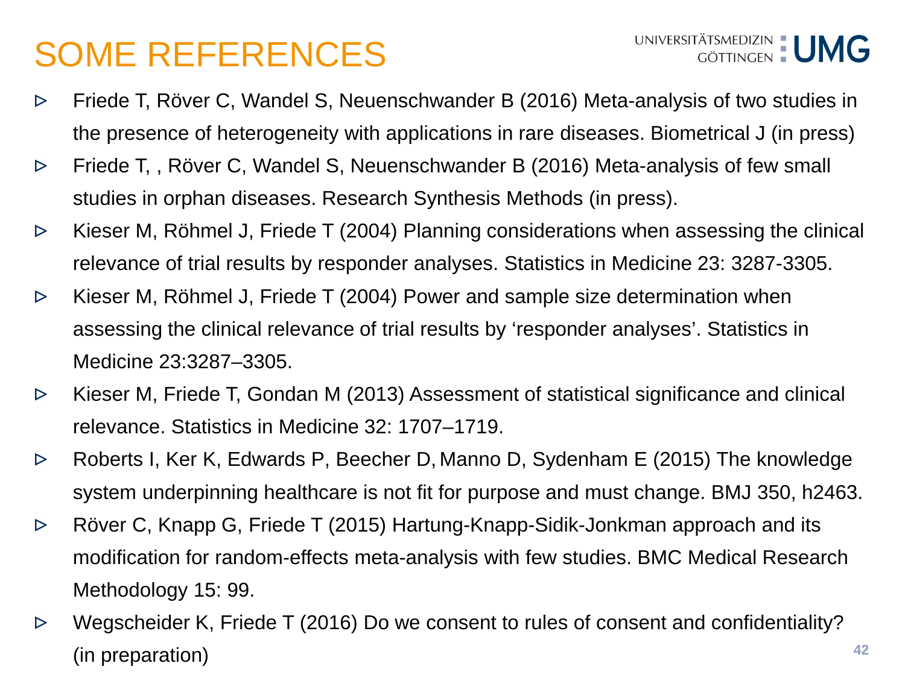# SOME REFERENCES

- Friede T, Röver C, Wandel S, Neuenschwander B (2016) Meta-analysis of two studies in the presence of heterogeneity with applications in rare diseases. Biometrical J (in press)
- Friede T, , Röver C, Wandel S, Neuenschwander B (2016) Meta-analysis of few small studies in orphan diseases. Research Synthesis Methods (in press).
- Kieser M, Röhmel J, Friede T (2004) Planning considerations when assessing the clinical relevance of trial results by responder analyses. Statistics in Medicine 23: 3287-3305.
- Kieser M, Röhmel J, Friede T (2004) Power and sample size determination when assessing the clinical relevance of trial results by 'responder analyses'. Statistics in Medicine 23:3287–3305.
- Kieser M, Friede T, Gondan M (2013) Assessment of statistical significance and clinical relevance. Statistics in Medicine 32: 1707–1719.
- Roberts I, Ker K, Edwards P, Beecher D, Manno D, Sydenham E (2015) The knowledge system underpinning healthcare is not fit for purpose and must change. BMJ 350, h2463.
- Röver C, Knapp G, Friede T (2015) Hartung-Knapp-Sidik-Jonkman approach and its modification for random-effects meta-analysis with few studies. BMC Medical Research Methodology 15: 99.
- Wegscheider K, Friede T (2016) Do we consent to rules of consent and confidentiality? (in preparation)